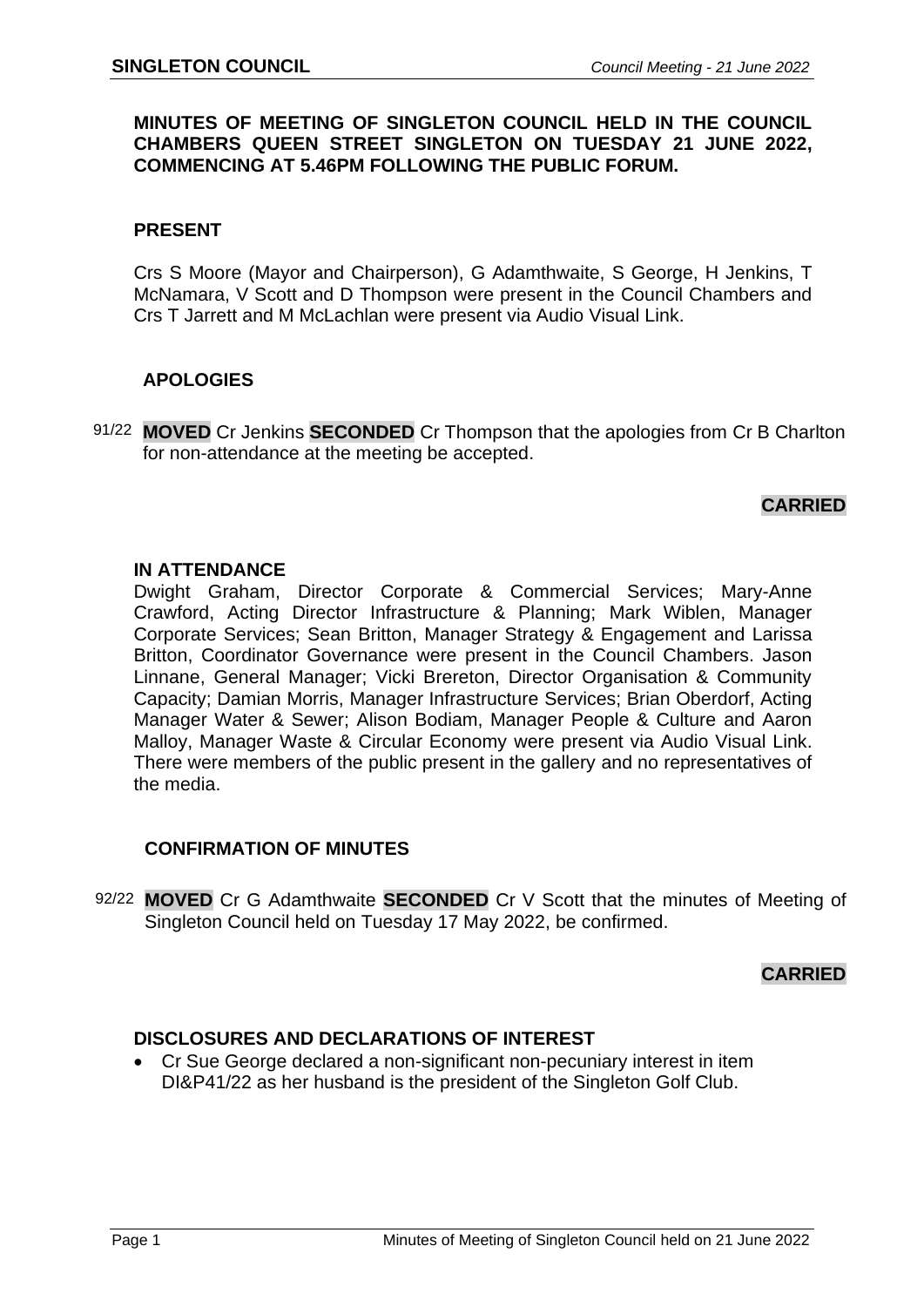**MINUTES OF MEETING OF SINGLETON COUNCIL HELD IN THE COUNCIL CHAMBERS QUEEN STREET SINGLETON ON TUESDAY 21 JUNE 2022, COMMENCING AT 5.46PM FOLLOWING THE PUBLIC FORUM.**

## PRESENT

Crs S Moore (Mayor and Chairperson), G Adamthwaite, S George, H Jenkins, T McNamara, V Scott and D Thompson were present in the Council Chambers and Crs T Jarrett and M McLachlan were present via Audio Visual Link.

## APOLOGIES

91/22 **MOVED** Cr Jenkins **SECONDED** Cr Thompson that the apologies from Cr B Charlton for non-attendance at the meeting be accepted.

**CARRIED**

## IN ATTENDANCE

Dwight Graham, Director Corporate & Commercial Services; Mary-Anne Crawford, Acting Director Infrastructure & Planning; Mark Wiblen, Manager Corporate Services; Sean Britton, Manager Strategy & Engagement and Larissa Britton, Coordinator Governance were present in the Council Chambers. Jason Linnane, General Manager; Vicki Brereton, Director Organisation & Community Capacity; Damian Morris, Manager Infrastructure Services; Brian Oberdorf, Acting Manager Water & Sewer; Alison Bodiam, Manager People & Culture and Aaron Malloy, Manager Waste & Circular Economy were present via Audio Visual Link. There were members of the public present in the gallery and no representatives of the media.

## CONFIRMATION OF MINUTES

92/22 **MOVED** Cr G Adamthwaite **SECONDED** Cr V Scott that the minutes of Meeting of Singleton Council held on Tuesday 17 May 2022, be confirmed.

**CARRIED**

## DISCLOSURES AND DECLARATIONS OF INTEREST

- Cr Sue George declared a non-significant non-pecuniary interest in item DI&P41/22 as her husband is the president of the Singleton Golf Club.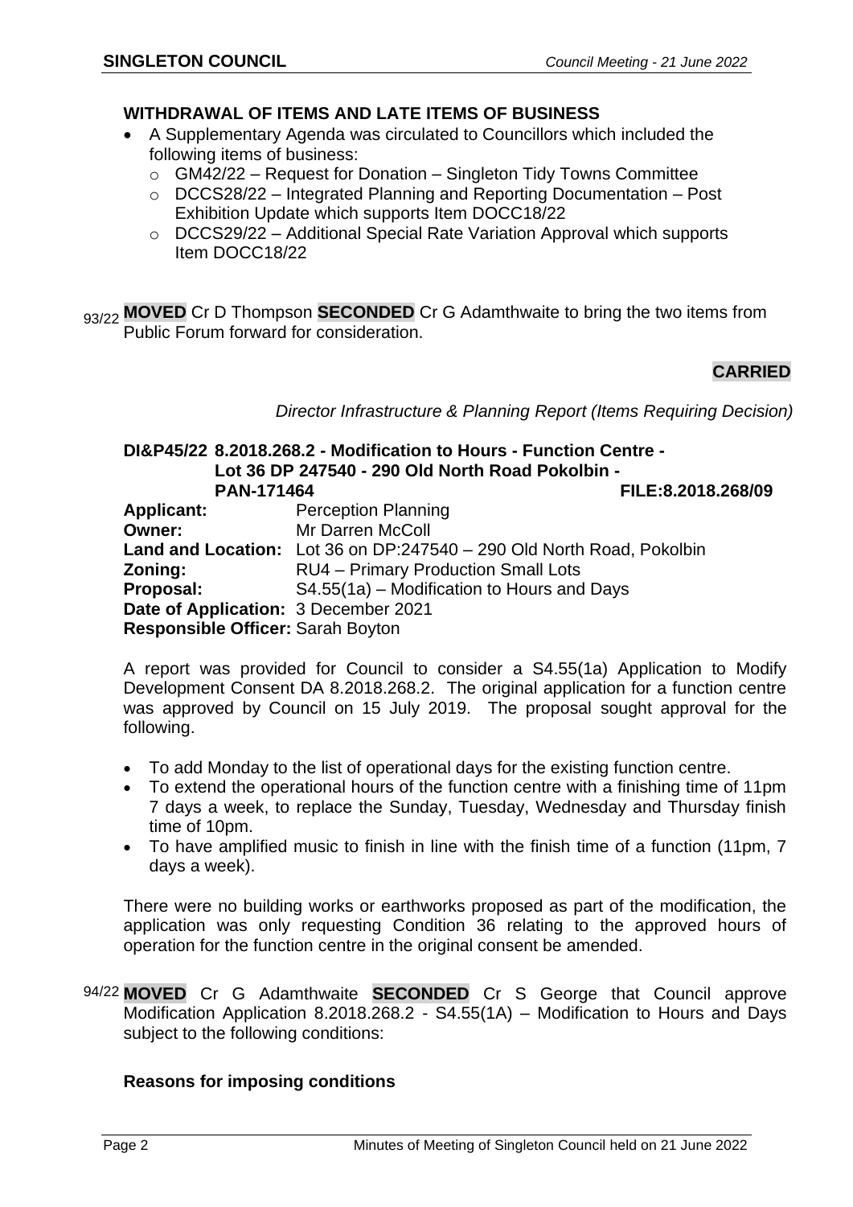## WITHDRAWAL OF ITEMS AND LATE ITEMS OF BUSINESS

- A Supplementary Agenda was circulated to Councillors which included the following items of business:
  - GM42/22 – Request for Donation – Singleton Tidy Towns Committee
  - DCCS28/22 – Integrated Planning and Reporting Documentation – Post Exhibition Update which supports Item DOCC18/22
  - DCCS29/22 – Additional Special Rate Variation Approval which supports Item DOCC18/22

93/22 **MOVED** Cr D Thompson **SECONDED** Cr G Adamthwaite to bring the two items from Public Forum forward for consideration.

**CARRIED**

*Director Infrastructure & Planning Report (Items Requiring Decision)*

### DI&P45/22 8.2018.268.2 - Modification to Hours - Function Centre - Lot 36 DP 247540 - 290 Old North Road Pokolbin - PAN-171464 FILE:8.2018.268/09

**Applicant:** Perception Planning
**Owner:** Mr Darren McColl
**Land and Location:** Lot 36 on DP:247540 – 290 Old North Road, Pokolbin
**Zoning:** RU4 – Primary Production Small Lots
**Proposal:** S4.55(1a) – Modification to Hours and Days
**Date of Application:** 3 December 2021
**Responsible Officer:** Sarah Boyton

A report was provided for Council to consider a S4.55(1a) Application to Modify Development Consent DA 8.2018.268.2. The original application for a function centre was approved by Council on 15 July 2019. The proposal sought approval for the following.

- To add Monday to the list of operational days for the existing function centre.
- To extend the operational hours of the function centre with a finishing time of 11pm 7 days a week, to replace the Sunday, Tuesday, Wednesday and Thursday finish time of 10pm.
- To have amplified music to finish in line with the finish time of a function (11pm, 7 days a week).

There were no building works or earthworks proposed as part of the modification, the application was only requesting Condition 36 relating to the approved hours of operation for the function centre in the original consent be amended.

94/22 **MOVED** Cr G Adamthwaite **SECONDED** Cr S George that Council approve Modification Application 8.2018.268.2 - S4.55(1A) – Modification to Hours and Days subject to the following conditions:

**Reasons for imposing conditions**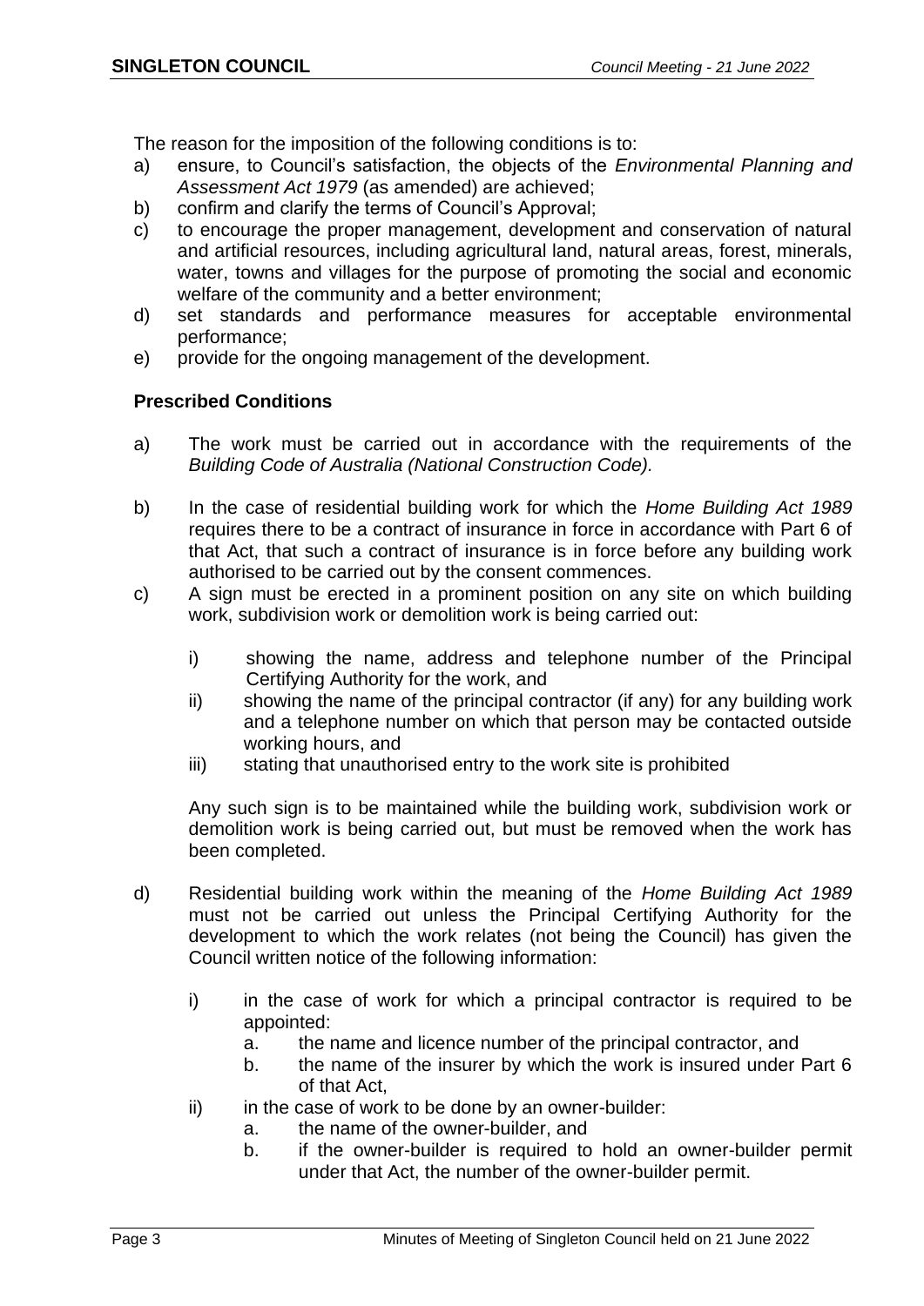The reason for the imposition of the following conditions is to:

a) ensure, to Council's satisfaction, the objects of the *Environmental Planning and Assessment Act 1979* (as amended) are achieved;
b) confirm and clarify the terms of Council's Approval;
c) to encourage the proper management, development and conservation of natural and artificial resources, including agricultural land, natural areas, forest, minerals, water, towns and villages for the purpose of promoting the social and economic welfare of the community and a better environment;
d) set standards and performance measures for acceptable environmental performance;
e) provide for the ongoing management of the development.

**Prescribed Conditions**

a) The work must be carried out in accordance with the requirements of the *Building Code of Australia (National Construction Code).*

b) In the case of residential building work for which the *Home Building Act 1989* requires there to be a contract of insurance in force in accordance with Part 6 of that Act, that such a contract of insurance is in force before any building work authorised to be carried out by the consent commences.

c) A sign must be erected in a prominent position on any site on which building work, subdivision work or demolition work is being carried out:

   i) showing the name, address and telephone number of the Principal Certifying Authority for the work, and
   ii) showing the name of the principal contractor (if any) for any building work and a telephone number on which that person may be contacted outside working hours, and
   iii) stating that unauthorised entry to the work site is prohibited

   Any such sign is to be maintained while the building work, subdivision work or demolition work is being carried out, but must be removed when the work has been completed.

d) Residential building work within the meaning of the *Home Building Act 1989* must not be carried out unless the Principal Certifying Authority for the development to which the work relates (not being the Council) has given the Council written notice of the following information:

   i) in the case of work for which a principal contractor is required to be appointed:
      a. the name and licence number of the principal contractor, and
      b. the name of the insurer by which the work is insured under Part 6 of that Act,
   ii) in the case of work to be done by an owner-builder:
      a. the name of the owner-builder, and
      b. if the owner-builder is required to hold an owner-builder permit under that Act, the number of the owner-builder permit.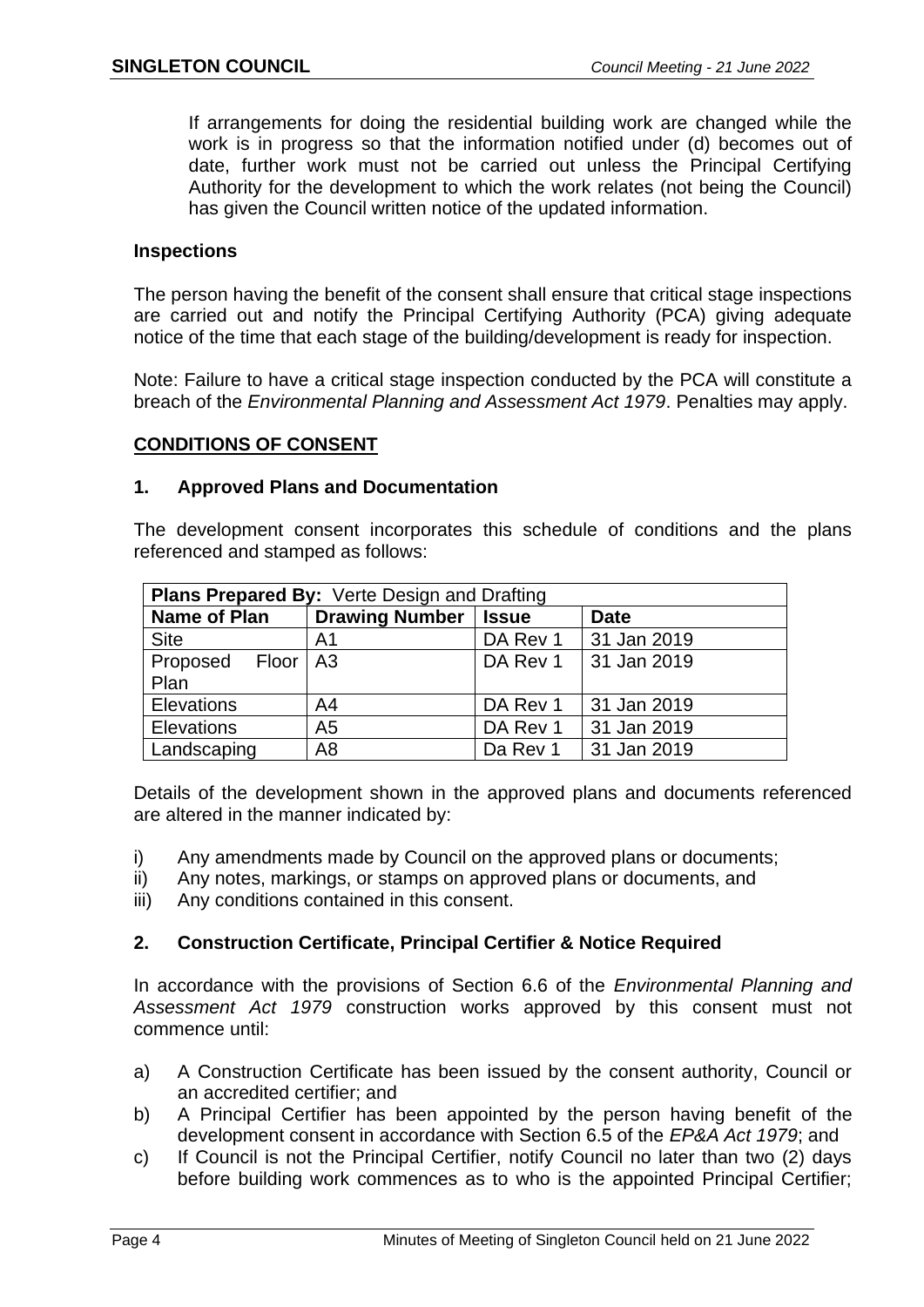If arrangements for doing the residential building work are changed while the work is in progress so that the information notified under (d) becomes out of date, further work must not be carried out unless the Principal Certifying Authority for the development to which the work relates (not being the Council) has given the Council written notice of the updated information.

**Inspections**

The person having the benefit of the consent shall ensure that critical stage inspections are carried out and notify the Principal Certifying Authority (PCA) giving adequate notice of the time that each stage of the building/development is ready for inspection.

Note: Failure to have a critical stage inspection conducted by the PCA will constitute a breach of the *Environmental Planning and Assessment Act 1979*. Penalties may apply.

**CONDITIONS OF CONSENT**

**1. Approved Plans and Documentation**

The development consent incorporates this schedule of conditions and the plans referenced and stamped as follows:

| **Plans Prepared By:** Verte Design and Drafting | | | |
|---|---|---|---|
| **Name of Plan** | **Drawing Number** | **Issue** | **Date** |
| Site | A1 | DA Rev 1 | 31 Jan 2019 |
| Proposed Floor Plan | A3 | DA Rev 1 | 31 Jan 2019 |
| Elevations | A4 | DA Rev 1 | 31 Jan 2019 |
| Elevations | A5 | DA Rev 1 | 31 Jan 2019 |
| Landscaping | A8 | Da Rev 1 | 31 Jan 2019 |

Details of the development shown in the approved plans and documents referenced are altered in the manner indicated by:

i) Any amendments made by Council on the approved plans or documents;
ii) Any notes, markings, or stamps on approved plans or documents, and
iii) Any conditions contained in this consent.

**2. Construction Certificate, Principal Certifier & Notice Required**

In accordance with the provisions of Section 6.6 of the *Environmental Planning and Assessment Act 1979* construction works approved by this consent must not commence until:

a) A Construction Certificate has been issued by the consent authority, Council or an accredited certifier; and
b) A Principal Certifier has been appointed by the person having benefit of the development consent in accordance with Section 6.5 of the *EP&A Act 1979*; and
c) If Council is not the Principal Certifier, notify Council no later than two (2) days before building work commences as to who is the appointed Principal Certifier;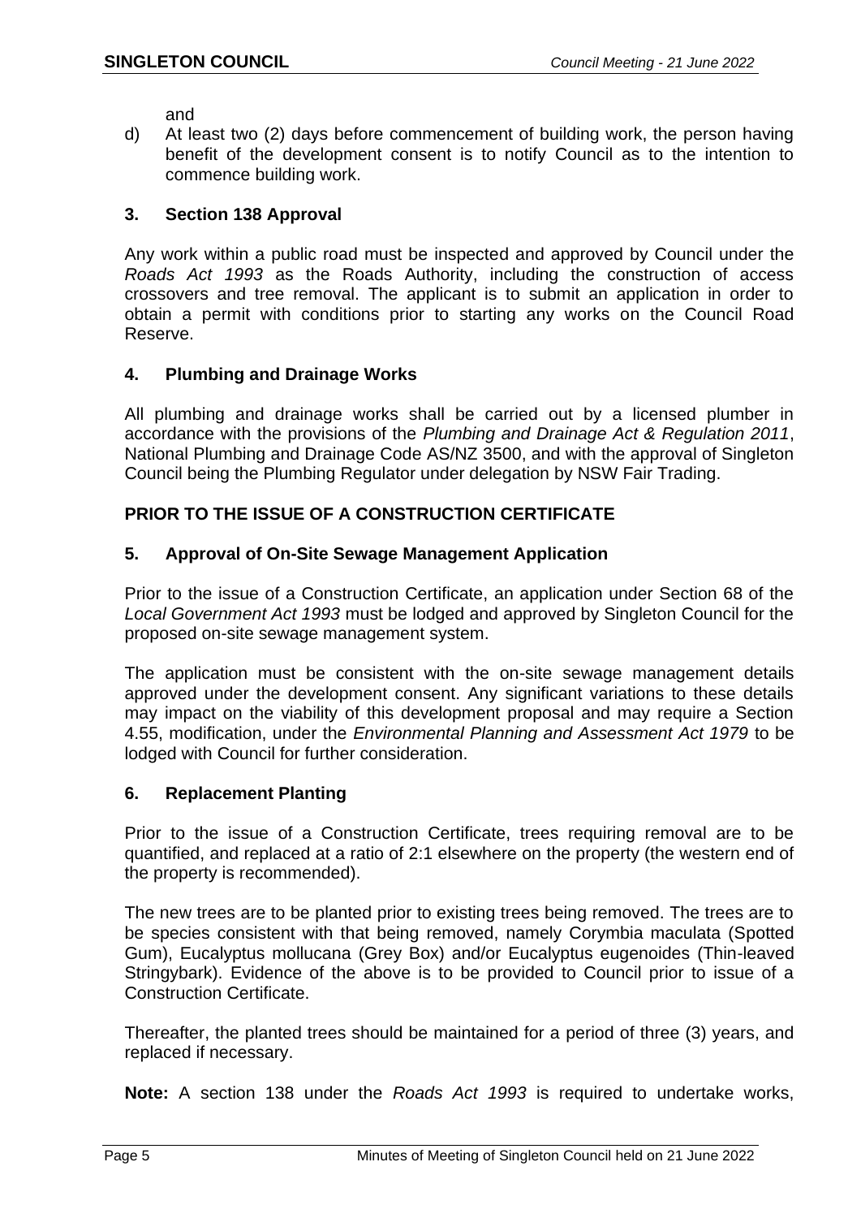and

d) At least two (2) days before commencement of building work, the person having benefit of the development consent is to notify Council as to the intention to commence building work.

### 3. Section 138 Approval

Any work within a public road must be inspected and approved by Council under the *Roads Act 1993* as the Roads Authority, including the construction of access crossovers and tree removal. The applicant is to submit an application in order to obtain a permit with conditions prior to starting any works on the Council Road Reserve.

### 4. Plumbing and Drainage Works

All plumbing and drainage works shall be carried out by a licensed plumber in accordance with the provisions of the *Plumbing and Drainage Act & Regulation 2011*, National Plumbing and Drainage Code AS/NZ 3500, and with the approval of Singleton Council being the Plumbing Regulator under delegation by NSW Fair Trading.

## PRIOR TO THE ISSUE OF A CONSTRUCTION CERTIFICATE

### 5. Approval of On-Site Sewage Management Application

Prior to the issue of a Construction Certificate, an application under Section 68 of the *Local Government Act 1993* must be lodged and approved by Singleton Council for the proposed on-site sewage management system.

The application must be consistent with the on-site sewage management details approved under the development consent. Any significant variations to these details may impact on the viability of this development proposal and may require a Section 4.55, modification, under the *Environmental Planning and Assessment Act 1979* to be lodged with Council for further consideration.

### 6. Replacement Planting

Prior to the issue of a Construction Certificate, trees requiring removal are to be quantified, and replaced at a ratio of 2:1 elsewhere on the property (the western end of the property is recommended).

The new trees are to be planted prior to existing trees being removed. The trees are to be species consistent with that being removed, namely Corymbia maculata (Spotted Gum), Eucalyptus mollucana (Grey Box) and/or Eucalyptus eugenoides (Thin-leaved Stringybark). Evidence of the above is to be provided to Council prior to issue of a Construction Certificate.

Thereafter, the planted trees should be maintained for a period of three (3) years, and replaced if necessary.

**Note:** A section 138 under the *Roads Act 1993* is required to undertake works,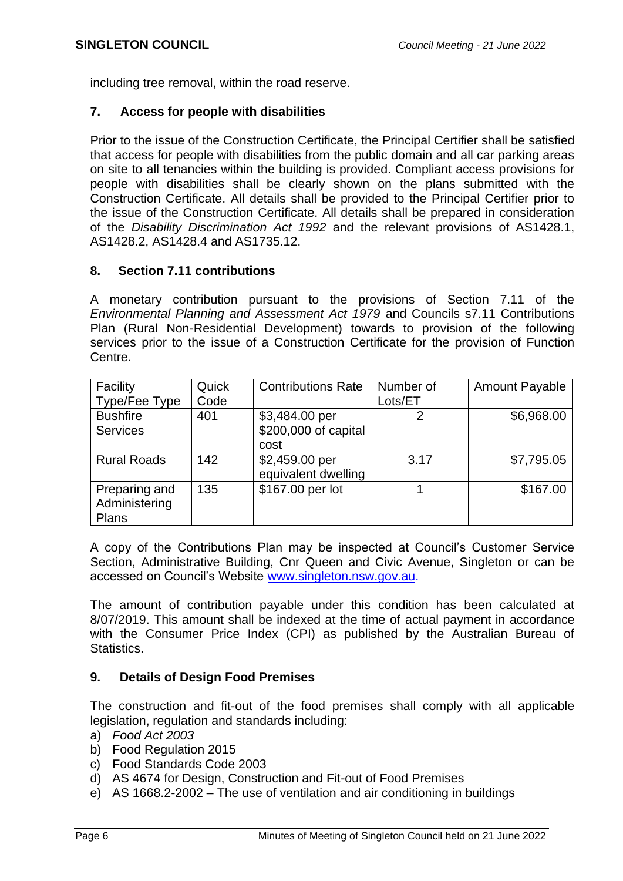including tree removal, within the road reserve.

### 7. Access for people with disabilities

Prior to the issue of the Construction Certificate, the Principal Certifier shall be satisfied that access for people with disabilities from the public domain and all car parking areas on site to all tenancies within the building is provided. Compliant access provisions for people with disabilities shall be clearly shown on the plans submitted with the Construction Certificate. All details shall be provided to the Principal Certifier prior to the issue of the Construction Certificate. All details shall be prepared in consideration of the *Disability Discrimination Act 1992* and the relevant provisions of AS1428.1, AS1428.2, AS1428.4 and AS1735.12.

### 8. Section 7.11 contributions

A monetary contribution pursuant to the provisions of Section 7.11 of the *Environmental Planning and Assessment Act 1979* and Councils s7.11 Contributions Plan (Rural Non-Residential Development) towards to provision of the following services prior to the issue of a Construction Certificate for the provision of Function Centre.

| Facility Type/Fee Type | Quick Code | Contributions Rate | Number of Lots/ET | Amount Payable |
|---|---|---|---|---|
| Bushfire Services | 401 | $3,484.00 per $200,000 of capital cost | 2 | $6,968.00 |
| Rural Roads | 142 | $2,459.00 per equivalent dwelling | 3.17 | $7,795.05 |
| Preparing and Administering Plans | 135 | $167.00 per lot | 1 | $167.00 |

A copy of the Contributions Plan may be inspected at Council's Customer Service Section, Administrative Building, Cnr Queen and Civic Avenue, Singleton or can be accessed on Council's Website [www.singleton.nsw.gov.au](http://www.singleton.nsw.gov.au).

The amount of contribution payable under this condition has been calculated at 8/07/2019. This amount shall be indexed at the time of actual payment in accordance with the Consumer Price Index (CPI) as published by the Australian Bureau of Statistics.

### 9. Details of Design Food Premises

The construction and fit-out of the food premises shall comply with all applicable legislation, regulation and standards including:

a) *Food Act 2003*
b) Food Regulation 2015
c) Food Standards Code 2003
d) AS 4674 for Design, Construction and Fit-out of Food Premises
e) AS 1668.2-2002 – The use of ventilation and air conditioning in buildings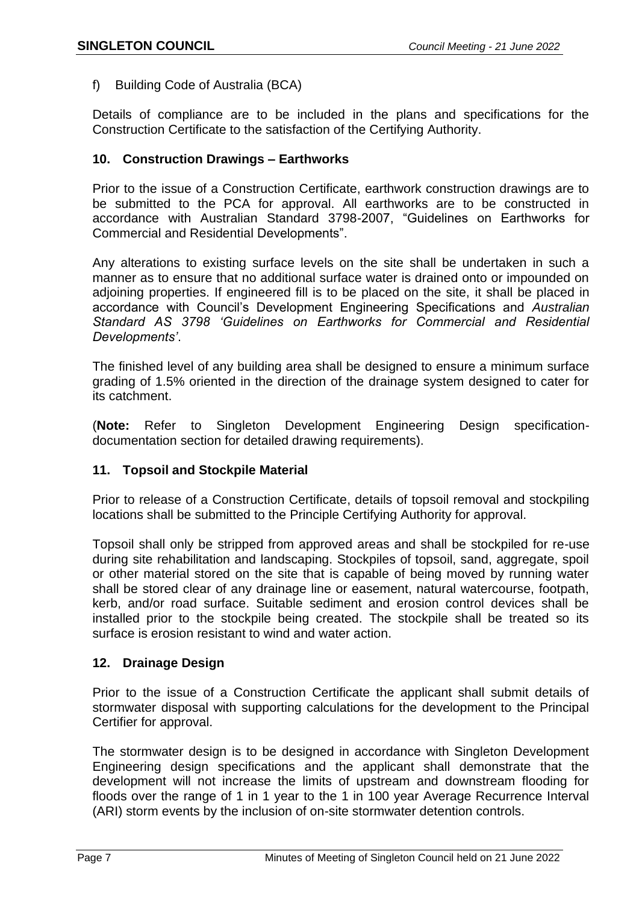f) Building Code of Australia (BCA)

Details of compliance are to be included in the plans and specifications for the Construction Certificate to the satisfaction of the Certifying Authority.

### 10. Construction Drawings – Earthworks

Prior to the issue of a Construction Certificate, earthwork construction drawings are to be submitted to the PCA for approval. All earthworks are to be constructed in accordance with Australian Standard 3798-2007, "Guidelines on Earthworks for Commercial and Residential Developments".

Any alterations to existing surface levels on the site shall be undertaken in such a manner as to ensure that no additional surface water is drained onto or impounded on adjoining properties. If engineered fill is to be placed on the site, it shall be placed in accordance with Council's Development Engineering Specifications and *Australian Standard AS 3798 'Guidelines on Earthworks for Commercial and Residential Developments'*.

The finished level of any building area shall be designed to ensure a minimum surface grading of 1.5% oriented in the direction of the drainage system designed to cater for its catchment.

(**Note:** Refer to Singleton Development Engineering Design specification-documentation section for detailed drawing requirements).

### 11. Topsoil and Stockpile Material

Prior to release of a Construction Certificate, details of topsoil removal and stockpiling locations shall be submitted to the Principle Certifying Authority for approval.

Topsoil shall only be stripped from approved areas and shall be stockpiled for re-use during site rehabilitation and landscaping. Stockpiles of topsoil, sand, aggregate, spoil or other material stored on the site that is capable of being moved by running water shall be stored clear of any drainage line or easement, natural watercourse, footpath, kerb, and/or road surface. Suitable sediment and erosion control devices shall be installed prior to the stockpile being created. The stockpile shall be treated so its surface is erosion resistant to wind and water action.

### 12. Drainage Design

Prior to the issue of a Construction Certificate the applicant shall submit details of stormwater disposal with supporting calculations for the development to the Principal Certifier for approval.

The stormwater design is to be designed in accordance with Singleton Development Engineering design specifications and the applicant shall demonstrate that the development will not increase the limits of upstream and downstream flooding for floods over the range of 1 in 1 year to the 1 in 100 year Average Recurrence Interval (ARI) storm events by the inclusion of on-site stormwater detention controls.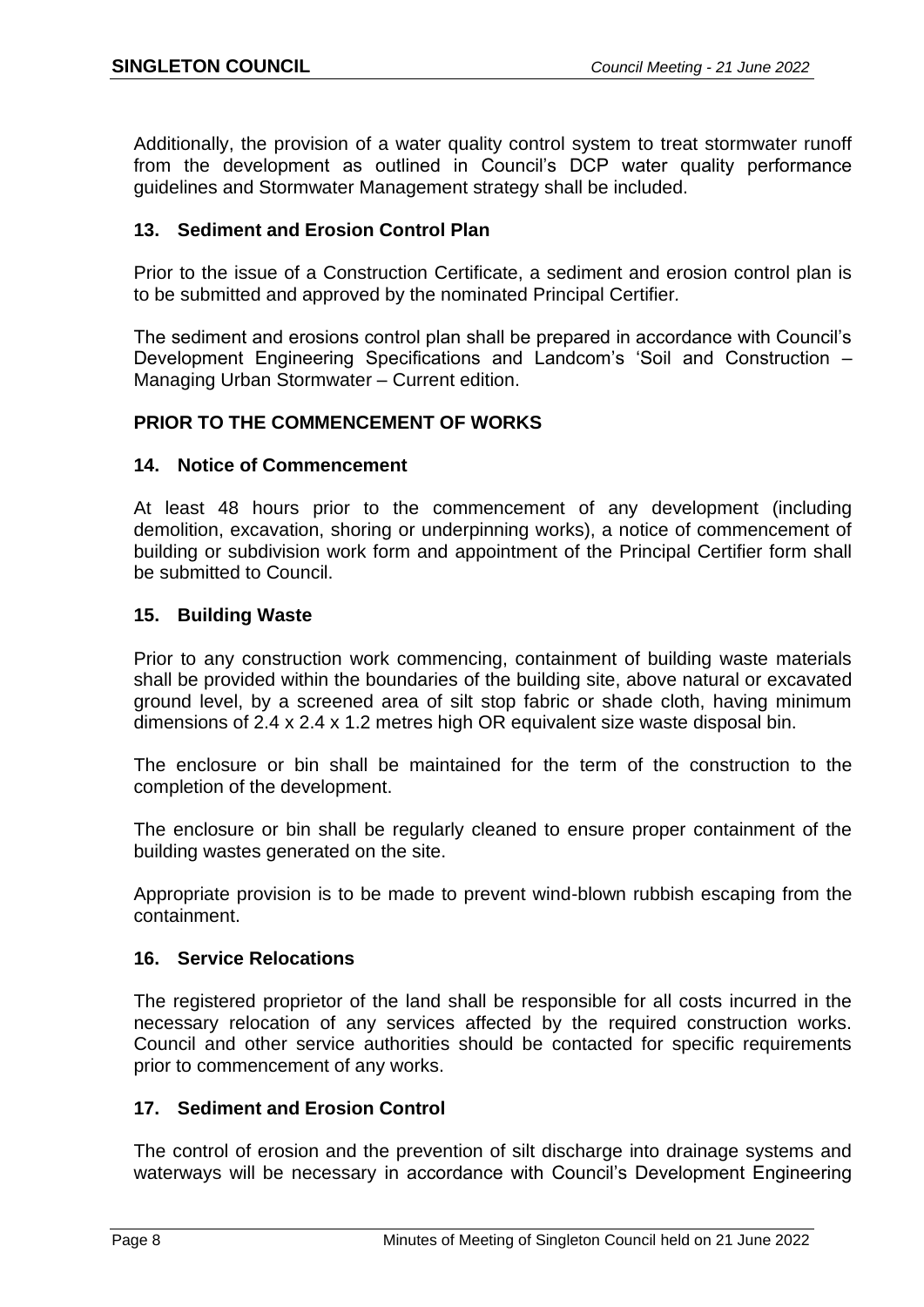Additionally, the provision of a water quality control system to treat stormwater runoff from the development as outlined in Council's DCP water quality performance guidelines and Stormwater Management strategy shall be included.

### 13. Sediment and Erosion Control Plan

Prior to the issue of a Construction Certificate, a sediment and erosion control plan is to be submitted and approved by the nominated Principal Certifier.

The sediment and erosions control plan shall be prepared in accordance with Council's Development Engineering Specifications and Landcom's 'Soil and Construction – Managing Urban Stormwater – Current edition.

## PRIOR TO THE COMMENCEMENT OF WORKS

### 14. Notice of Commencement

At least 48 hours prior to the commencement of any development (including demolition, excavation, shoring or underpinning works), a notice of commencement of building or subdivision work form and appointment of the Principal Certifier form shall be submitted to Council.

### 15. Building Waste

Prior to any construction work commencing, containment of building waste materials shall be provided within the boundaries of the building site, above natural or excavated ground level, by a screened area of silt stop fabric or shade cloth, having minimum dimensions of 2.4 x 2.4 x 1.2 metres high OR equivalent size waste disposal bin.

The enclosure or bin shall be maintained for the term of the construction to the completion of the development.

The enclosure or bin shall be regularly cleaned to ensure proper containment of the building wastes generated on the site.

Appropriate provision is to be made to prevent wind-blown rubbish escaping from the containment.

### 16. Service Relocations

The registered proprietor of the land shall be responsible for all costs incurred in the necessary relocation of any services affected by the required construction works. Council and other service authorities should be contacted for specific requirements prior to commencement of any works.

### 17. Sediment and Erosion Control

The control of erosion and the prevention of silt discharge into drainage systems and waterways will be necessary in accordance with Council's Development Engineering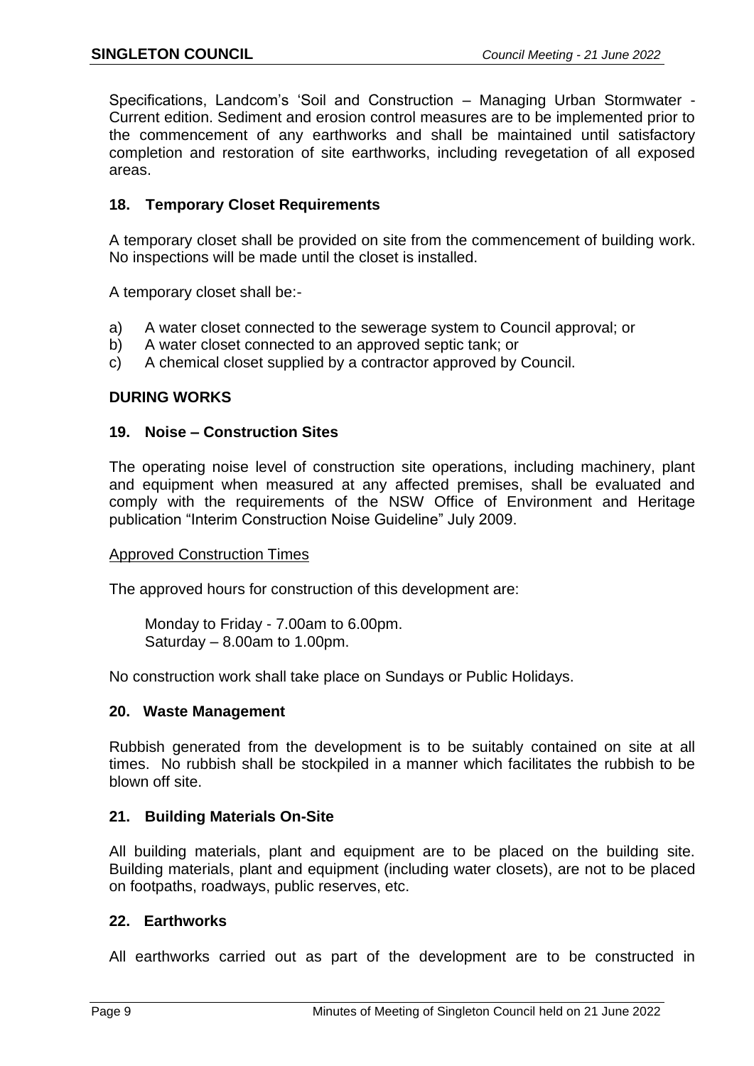Specifications, Landcom's 'Soil and Construction – Managing Urban Stormwater - Current edition. Sediment and erosion control measures are to be implemented prior to the commencement of any earthworks and shall be maintained until satisfactory completion and restoration of site earthworks, including revegetation of all exposed areas.

### 18. Temporary Closet Requirements

A temporary closet shall be provided on site from the commencement of building work. No inspections will be made until the closet is installed.

A temporary closet shall be:-

a) A water closet connected to the sewerage system to Council approval; or
b) A water closet connected to an approved septic tank; or
c) A chemical closet supplied by a contractor approved by Council.

## DURING WORKS

### 19. Noise – Construction Sites

The operating noise level of construction site operations, including machinery, plant and equipment when measured at any affected premises, shall be evaluated and comply with the requirements of the NSW Office of Environment and Heritage publication "Interim Construction Noise Guideline" July 2009.

Approved Construction Times

The approved hours for construction of this development are:

Monday to Friday - 7.00am to 6.00pm.
Saturday – 8.00am to 1.00pm.

No construction work shall take place on Sundays or Public Holidays.

### 20. Waste Management

Rubbish generated from the development is to be suitably contained on site at all times. No rubbish shall be stockpiled in a manner which facilitates the rubbish to be blown off site.

### 21. Building Materials On-Site

All building materials, plant and equipment are to be placed on the building site. Building materials, plant and equipment (including water closets), are not to be placed on footpaths, roadways, public reserves, etc.

### 22. Earthworks

All earthworks carried out as part of the development are to be constructed in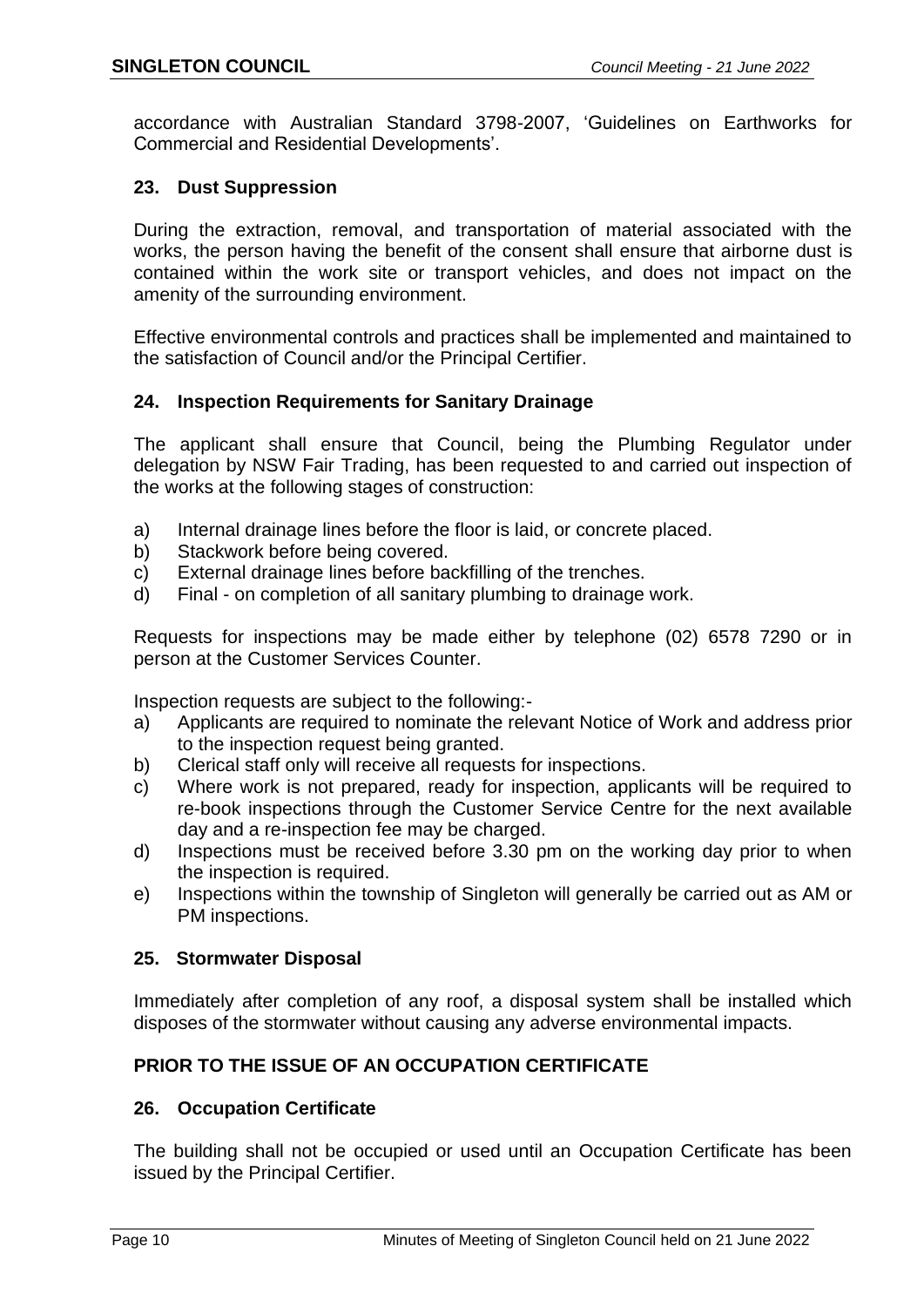accordance with Australian Standard 3798-2007, 'Guidelines on Earthworks for Commercial and Residential Developments'.

### 23. Dust Suppression

During the extraction, removal, and transportation of material associated with the works, the person having the benefit of the consent shall ensure that airborne dust is contained within the work site or transport vehicles, and does not impact on the amenity of the surrounding environment.

Effective environmental controls and practices shall be implemented and maintained to the satisfaction of Council and/or the Principal Certifier.

### 24. Inspection Requirements for Sanitary Drainage

The applicant shall ensure that Council, being the Plumbing Regulator under delegation by NSW Fair Trading, has been requested to and carried out inspection of the works at the following stages of construction:

a) Internal drainage lines before the floor is laid, or concrete placed.
b) Stackwork before being covered.
c) External drainage lines before backfilling of the trenches.
d) Final - on completion of all sanitary plumbing to drainage work.

Requests for inspections may be made either by telephone (02) 6578 7290 or in person at the Customer Services Counter.

Inspection requests are subject to the following:-

a) Applicants are required to nominate the relevant Notice of Work and address prior to the inspection request being granted.
b) Clerical staff only will receive all requests for inspections.
c) Where work is not prepared, ready for inspection, applicants will be required to re-book inspections through the Customer Service Centre for the next available day and a re-inspection fee may be charged.
d) Inspections must be received before 3.30 pm on the working day prior to when the inspection is required.
e) Inspections within the township of Singleton will generally be carried out as AM or PM inspections.

### 25. Stormwater Disposal

Immediately after completion of any roof, a disposal system shall be installed which disposes of the stormwater without causing any adverse environmental impacts.

## PRIOR TO THE ISSUE OF AN OCCUPATION CERTIFICATE

### 26. Occupation Certificate

The building shall not be occupied or used until an Occupation Certificate has been issued by the Principal Certifier.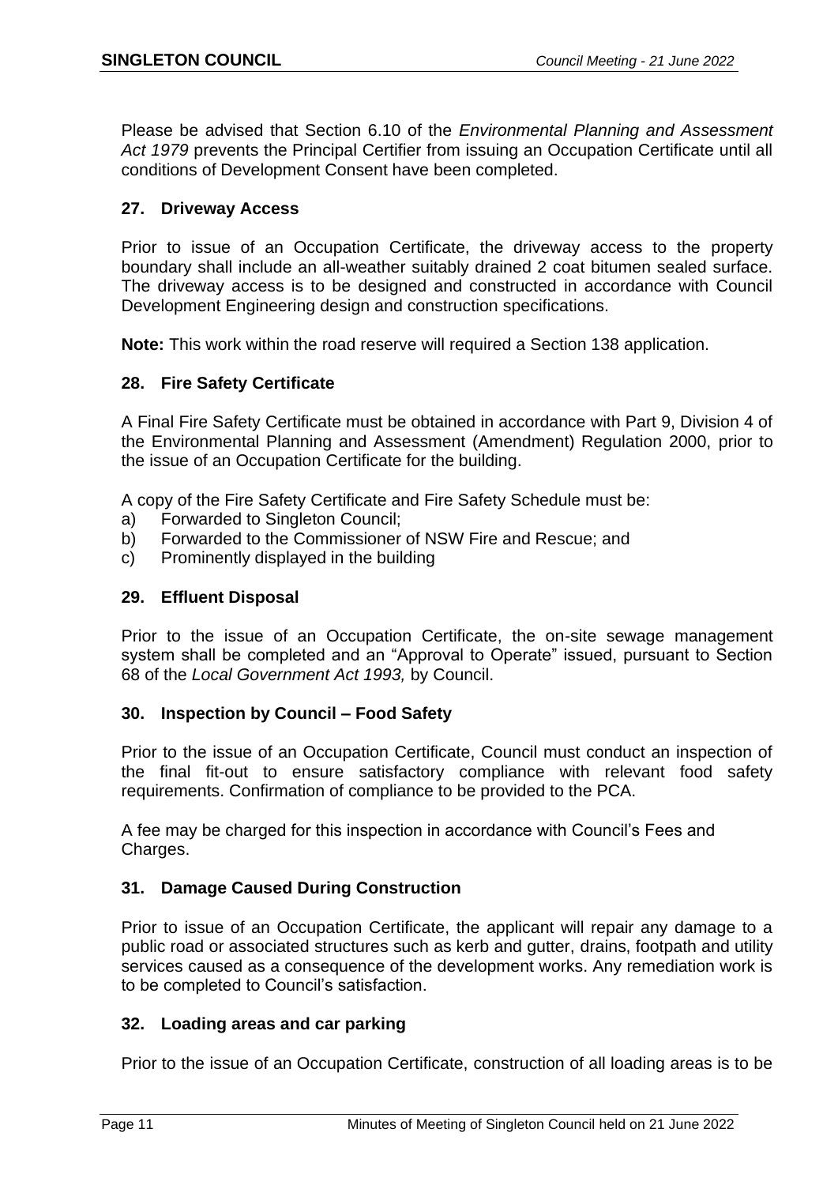Please be advised that Section 6.10 of the *Environmental Planning and Assessment Act 1979* prevents the Principal Certifier from issuing an Occupation Certificate until all conditions of Development Consent have been completed.

### 27. Driveway Access

Prior to issue of an Occupation Certificate, the driveway access to the property boundary shall include an all-weather suitably drained 2 coat bitumen sealed surface. The driveway access is to be designed and constructed in accordance with Council Development Engineering design and construction specifications.

**Note:** This work within the road reserve will required a Section 138 application.

### 28. Fire Safety Certificate

A Final Fire Safety Certificate must be obtained in accordance with Part 9, Division 4 of the Environmental Planning and Assessment (Amendment) Regulation 2000, prior to the issue of an Occupation Certificate for the building.

A copy of the Fire Safety Certificate and Fire Safety Schedule must be:

a) Forwarded to Singleton Council;
b) Forwarded to the Commissioner of NSW Fire and Rescue; and
c) Prominently displayed in the building

### 29. Effluent Disposal

Prior to the issue of an Occupation Certificate, the on-site sewage management system shall be completed and an "Approval to Operate" issued, pursuant to Section 68 of the *Local Government Act 1993,* by Council.

### 30. Inspection by Council – Food Safety

Prior to the issue of an Occupation Certificate, Council must conduct an inspection of the final fit-out to ensure satisfactory compliance with relevant food safety requirements. Confirmation of compliance to be provided to the PCA.

A fee may be charged for this inspection in accordance with Council's Fees and Charges.

### 31. Damage Caused During Construction

Prior to issue of an Occupation Certificate, the applicant will repair any damage to a public road or associated structures such as kerb and gutter, drains, footpath and utility services caused as a consequence of the development works. Any remediation work is to be completed to Council's satisfaction.

### 32. Loading areas and car parking

Prior to the issue of an Occupation Certificate, construction of all loading areas is to be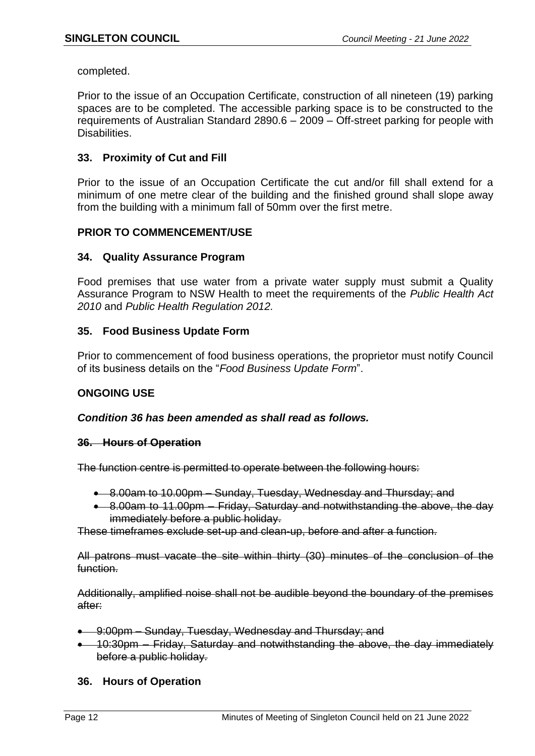completed.

Prior to the issue of an Occupation Certificate, construction of all nineteen (19) parking spaces are to be completed. The accessible parking space is to be constructed to the requirements of Australian Standard 2890.6 – 2009 – Off-street parking for people with Disabilities.

### 33. Proximity of Cut and Fill

Prior to the issue of an Occupation Certificate the cut and/or fill shall extend for a minimum of one metre clear of the building and the finished ground shall slope away from the building with a minimum fall of 50mm over the first metre.

## PRIOR TO COMMENCEMENT/USE

### 34. Quality Assurance Program

Food premises that use water from a private water supply must submit a Quality Assurance Program to NSW Health to meet the requirements of the *Public Health Act 2010* and *Public Health Regulation 2012.*

### 35. Food Business Update Form

Prior to commencement of food business operations, the proprietor must notify Council of its business details on the "*Food Business Update Form*".

## ONGOING USE

***Condition 36 has been amended as shall read as follows.***

### ~~36. Hours of Operation~~

~~The function centre is permitted to operate between the following hours:~~

- ~~8.00am to 10.00pm – Sunday, Tuesday, Wednesday and Thursday; and~~
- ~~8.00am to 11.00pm – Friday, Saturday and notwithstanding the above, the day immediately before a public holiday.~~

~~These timeframes exclude set-up and clean-up, before and after a function.~~

~~All patrons must vacate the site within thirty (30) minutes of the conclusion of the function.~~

~~Additionally, amplified noise shall not be audible beyond the boundary of the premises after:~~

- ~~9:00pm – Sunday, Tuesday, Wednesday and Thursday; and~~
- ~~10:30pm – Friday, Saturday and notwithstanding the above, the day immediately before a public holiday.~~

### 36. Hours of Operation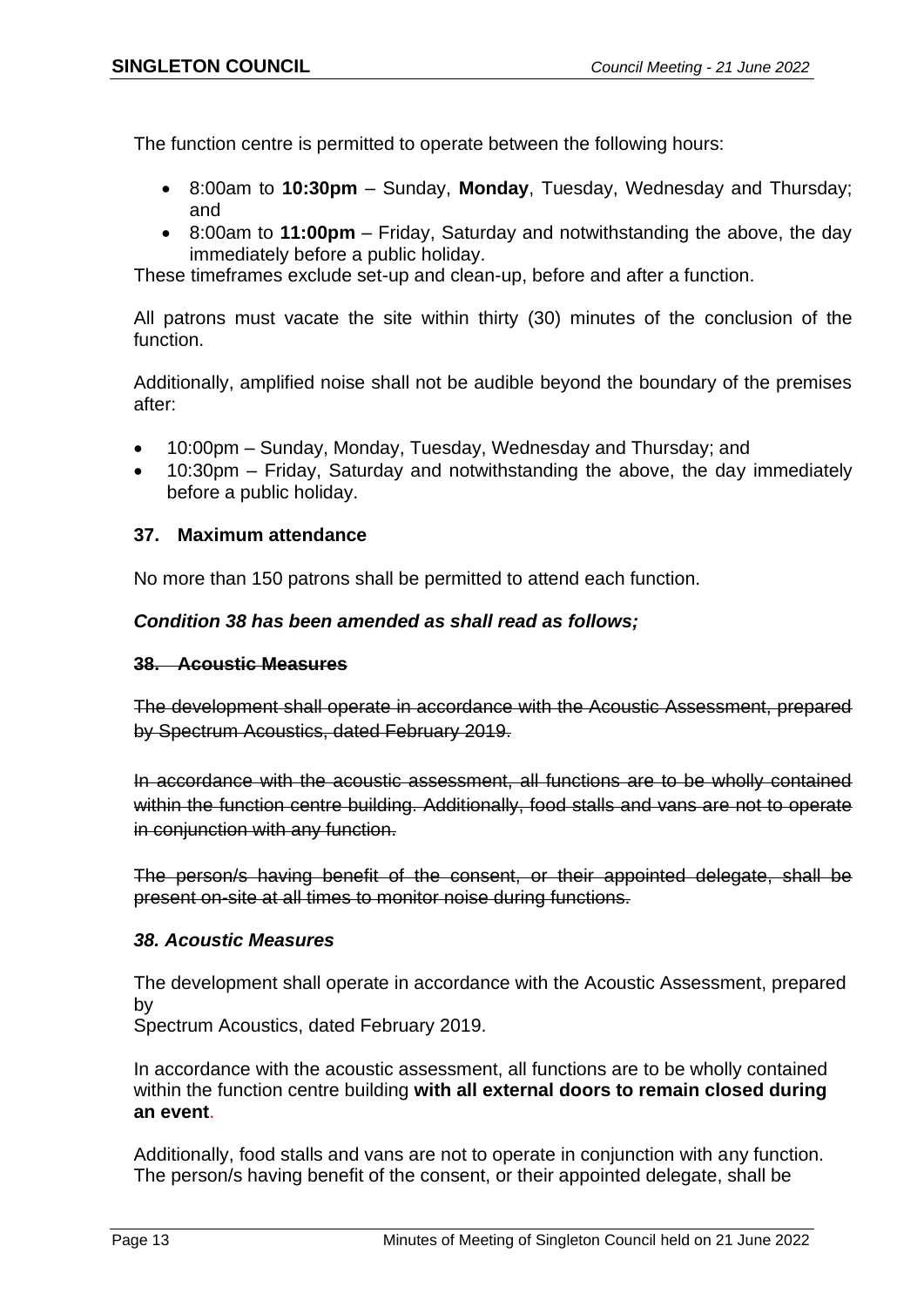The function centre is permitted to operate between the following hours:

- 8:00am to **10:30pm** – Sunday, **Monday**, Tuesday, Wednesday and Thursday; and
- 8:00am to **11:00pm** – Friday, Saturday and notwithstanding the above, the day immediately before a public holiday.

These timeframes exclude set-up and clean-up, before and after a function.

All patrons must vacate the site within thirty (30) minutes of the conclusion of the function.

Additionally, amplified noise shall not be audible beyond the boundary of the premises after:

- 10:00pm – Sunday, Monday, Tuesday, Wednesday and Thursday; and
- 10:30pm – Friday, Saturday and notwithstanding the above, the day immediately before a public holiday.

**37. Maximum attendance**

No more than 150 patrons shall be permitted to attend each function.

***Condition 38 has been amended as shall read as follows;***

~~**38. Acoustic Measures**~~

~~The development shall operate in accordance with the Acoustic Assessment, prepared by Spectrum Acoustics, dated February 2019.~~

~~In accordance with the acoustic assessment, all functions are to be wholly contained within the function centre building. Additionally, food stalls and vans are not to operate in conjunction with any function.~~

~~The person/s having benefit of the consent, or their appointed delegate, shall be present on-site at all times to monitor noise during functions.~~

***38. Acoustic Measures***

The development shall operate in accordance with the Acoustic Assessment, prepared by
Spectrum Acoustics, dated February 2019.

In accordance with the acoustic assessment, all functions are to be wholly contained within the function centre building **with all external doors to remain closed during an event**.

Additionally, food stalls and vans are not to operate in conjunction with any function.
The person/s having benefit of the consent, or their appointed delegate, shall be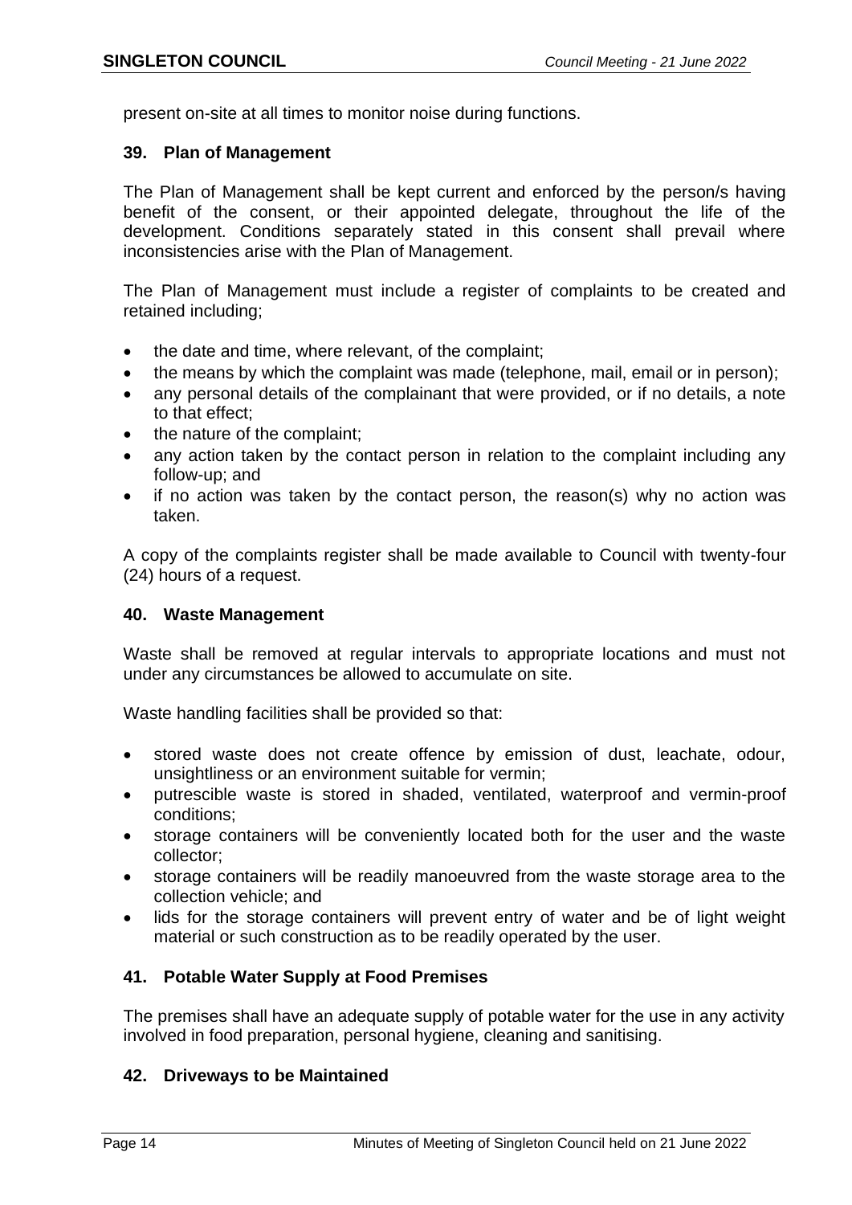present on-site at all times to monitor noise during functions.

### 39. Plan of Management

The Plan of Management shall be kept current and enforced by the person/s having benefit of the consent, or their appointed delegate, throughout the life of the development. Conditions separately stated in this consent shall prevail where inconsistencies arise with the Plan of Management.

The Plan of Management must include a register of complaints to be created and retained including;

- the date and time, where relevant, of the complaint;
- the means by which the complaint was made (telephone, mail, email or in person);
- any personal details of the complainant that were provided, or if no details, a note to that effect;
- the nature of the complaint;
- any action taken by the contact person in relation to the complaint including any follow-up; and
- if no action was taken by the contact person, the reason(s) why no action was taken.

A copy of the complaints register shall be made available to Council with twenty-four (24) hours of a request.

### 40. Waste Management

Waste shall be removed at regular intervals to appropriate locations and must not under any circumstances be allowed to accumulate on site.

Waste handling facilities shall be provided so that:

- stored waste does not create offence by emission of dust, leachate, odour, unsightliness or an environment suitable for vermin;
- putrescible waste is stored in shaded, ventilated, waterproof and vermin-proof conditions;
- storage containers will be conveniently located both for the user and the waste collector;
- storage containers will be readily manoeuvred from the waste storage area to the collection vehicle; and
- lids for the storage containers will prevent entry of water and be of light weight material or such construction as to be readily operated by the user.

### 41. Potable Water Supply at Food Premises

The premises shall have an adequate supply of potable water for the use in any activity involved in food preparation, personal hygiene, cleaning and sanitising.

### 42. Driveways to be Maintained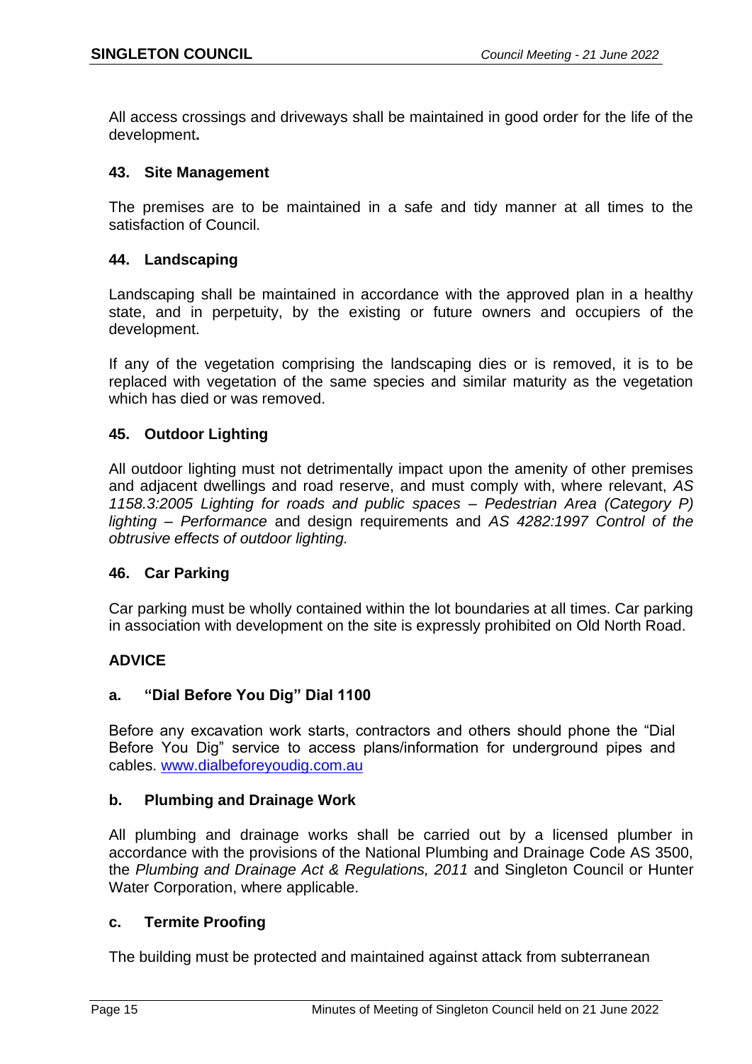All access crossings and driveways shall be maintained in good order for the life of the development**.**

### 43. Site Management

The premises are to be maintained in a safe and tidy manner at all times to the satisfaction of Council.

### 44. Landscaping

Landscaping shall be maintained in accordance with the approved plan in a healthy state, and in perpetuity, by the existing or future owners and occupiers of the development.

If any of the vegetation comprising the landscaping dies or is removed, it is to be replaced with vegetation of the same species and similar maturity as the vegetation which has died or was removed.

### 45. Outdoor Lighting

All outdoor lighting must not detrimentally impact upon the amenity of other premises and adjacent dwellings and road reserve, and must comply with, where relevant, *AS 1158.3:2005 Lighting for roads and public spaces – Pedestrian Area (Category P) lighting – Performance* and design requirements and *AS 4282:1997 Control of the obtrusive effects of outdoor lighting.*

### 46. Car Parking

Car parking must be wholly contained within the lot boundaries at all times. Car parking in association with development on the site is expressly prohibited on Old North Road.

## ADVICE

### a. "Dial Before You Dig" Dial 1100

Before any excavation work starts, contractors and others should phone the "Dial Before You Dig" service to access plans/information for underground pipes and cables. www.dialbeforeyoudig.com.au

### b. Plumbing and Drainage Work

All plumbing and drainage works shall be carried out by a licensed plumber in accordance with the provisions of the National Plumbing and Drainage Code AS 3500, the *Plumbing and Drainage Act & Regulations, 2011* and Singleton Council or Hunter Water Corporation, where applicable.

### c. Termite Proofing

The building must be protected and maintained against attack from subterranean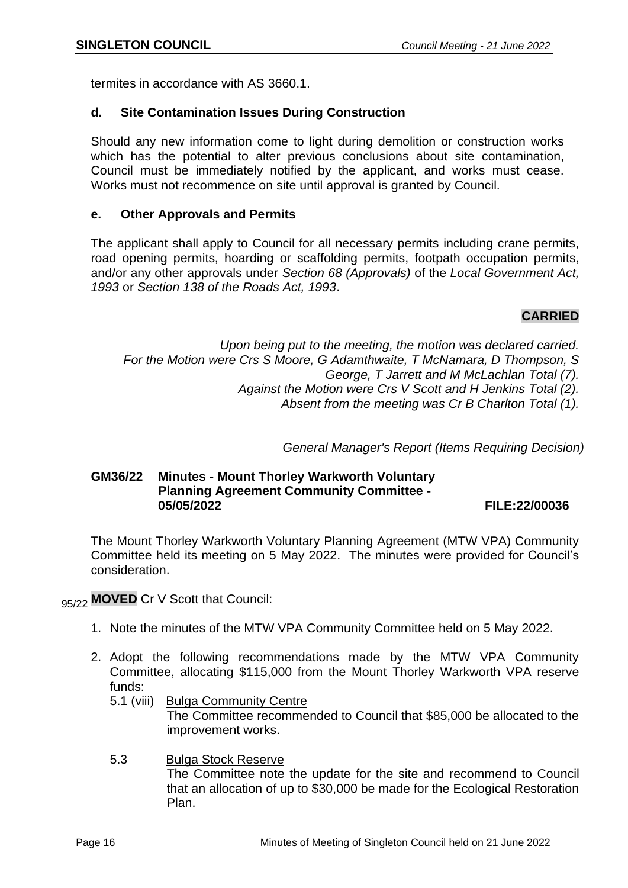termites in accordance with AS 3660.1.

### d. Site Contamination Issues During Construction

Should any new information come to light during demolition or construction works which has the potential to alter previous conclusions about site contamination, Council must be immediately notified by the applicant, and works must cease. Works must not recommence on site until approval is granted by Council.

### e. Other Approvals and Permits

The applicant shall apply to Council for all necessary permits including crane permits, road opening permits, hoarding or scaffolding permits, footpath occupation permits, and/or any other approvals under *Section 68 (Approvals)* of the *Local Government Act, 1993* or *Section 138 of the Roads Act, 1993*.

**CARRIED**

*Upon being put to the meeting, the motion was declared carried.*
*For the Motion were Crs S Moore, G Adamthwaite, T McNamara, D Thompson, S George, T Jarrett and M McLachlan Total (7).*
*Against the Motion were Crs V Scott and H Jenkins Total (2).*
*Absent from the meeting was Cr B Charlton Total (1).*

*General Manager's Report (Items Requiring Decision)*

## GM36/22 Minutes - Mount Thorley Warkworth Voluntary Planning Agreement Community Committee - 05/05/2022 FILE:22/00036

The Mount Thorley Warkworth Voluntary Planning Agreement (MTW VPA) Community Committee held its meeting on 5 May 2022. The minutes were provided for Council's consideration.

95/22 **MOVED** Cr V Scott that Council:

1. Note the minutes of the MTW VPA Community Committee held on 5 May 2022.

2. Adopt the following recommendations made by the MTW VPA Community Committee, allocating $115,000 from the Mount Thorley Warkworth VPA reserve funds:

   5.1 (viii) Bulga Community Centre
   The Committee recommended to Council that $85,000 be allocated to the improvement works.

   5.3 Bulga Stock Reserve
   The Committee note the update for the site and recommend to Council that an allocation of up to $30,000 be made for the Ecological Restoration Plan.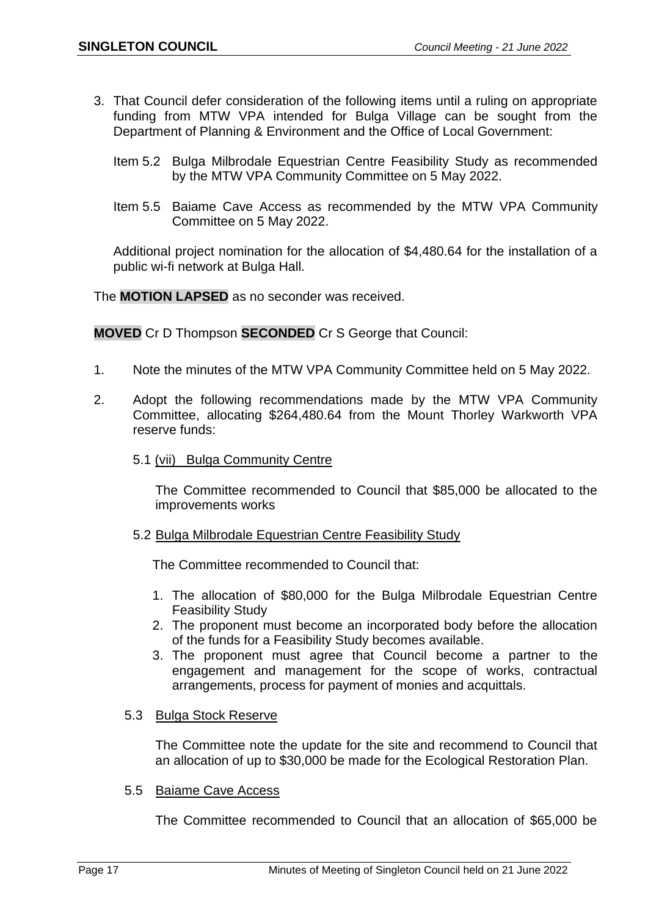3. That Council defer consideration of the following items until a ruling on appropriate funding from MTW VPA intended for Bulga Village can be sought from the Department of Planning & Environment and the Office of Local Government:

   Item 5.2 Bulga Milbrodale Equestrian Centre Feasibility Study as recommended by the MTW VPA Community Committee on 5 May 2022.

   Item 5.5 Baiame Cave Access as recommended by the MTW VPA Community Committee on 5 May 2022.

   Additional project nomination for the allocation of $4,480.64 for the installation of a public wi-fi network at Bulga Hall.

The **MOTION LAPSED** as no seconder was received.

**MOVED** Cr D Thompson **SECONDED** Cr S George that Council:

1. Note the minutes of the MTW VPA Community Committee held on 5 May 2022.

2. Adopt the following recommendations made by the MTW VPA Community Committee, allocating $264,480.64 from the Mount Thorley Warkworth VPA reserve funds:

   5.1 (vii) Bulga Community Centre

   The Committee recommended to Council that $85,000 be allocated to the improvements works

   5.2 Bulga Milbrodale Equestrian Centre Feasibility Study

   The Committee recommended to Council that:

   1. The allocation of $80,000 for the Bulga Milbrodale Equestrian Centre Feasibility Study
   2. The proponent must become an incorporated body before the allocation of the funds for a Feasibility Study becomes available.
   3. The proponent must agree that Council become a partner to the engagement and management for the scope of works, contractual arrangements, process for payment of monies and acquittals.

   5.3 Bulga Stock Reserve

   The Committee note the update for the site and recommend to Council that an allocation of up to $30,000 be made for the Ecological Restoration Plan.

   5.5 Baiame Cave Access

   The Committee recommended to Council that an allocation of $65,000 be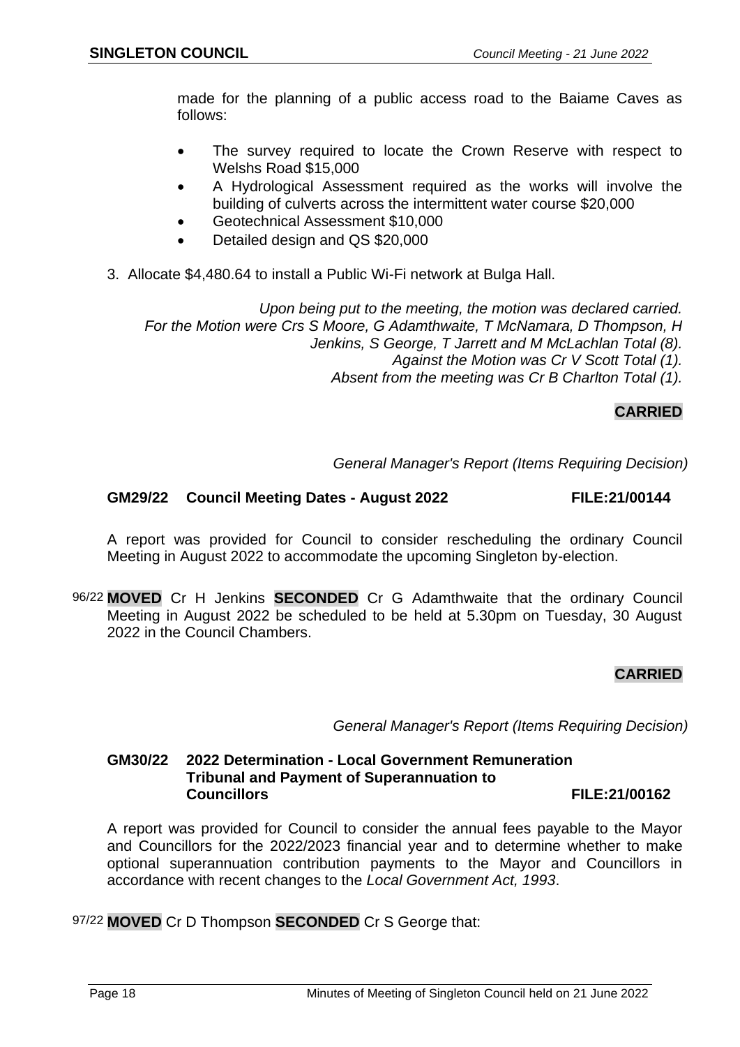made for the planning of a public access road to the Baiame Caves as follows:

- The survey required to locate the Crown Reserve with respect to Welshs Road $15,000
- A Hydrological Assessment required as the works will involve the building of culverts across the intermittent water course $20,000
- Geotechnical Assessment $10,000
- Detailed design and QS $20,000

3. Allocate $4,480.64 to install a Public Wi-Fi network at Bulga Hall.

*Upon being put to the meeting, the motion was declared carried. For the Motion were Crs S Moore, G Adamthwaite, T McNamara, D Thompson, H Jenkins, S George, T Jarrett and M McLachlan Total (8). Against the Motion was Cr V Scott Total (1). Absent from the meeting was Cr B Charlton Total (1).*

**CARRIED**

*General Manager's Report (Items Requiring Decision)*

### GM29/22 Council Meeting Dates - August 2022 FILE:21/00144

A report was provided for Council to consider rescheduling the ordinary Council Meeting in August 2022 to accommodate the upcoming Singleton by-election.

96/22 **MOVED** Cr H Jenkins **SECONDED** Cr G Adamthwaite that the ordinary Council Meeting in August 2022 be scheduled to be held at 5.30pm on Tuesday, 30 August 2022 in the Council Chambers.

**CARRIED**

*General Manager's Report (Items Requiring Decision)*

### GM30/22 2022 Determination - Local Government Remuneration Tribunal and Payment of Superannuation to Councillors FILE:21/00162

A report was provided for Council to consider the annual fees payable to the Mayor and Councillors for the 2022/2023 financial year and to determine whether to make optional superannuation contribution payments to the Mayor and Councillors in accordance with recent changes to the *Local Government Act, 1993*.

97/22 **MOVED** Cr D Thompson **SECONDED** Cr S George that: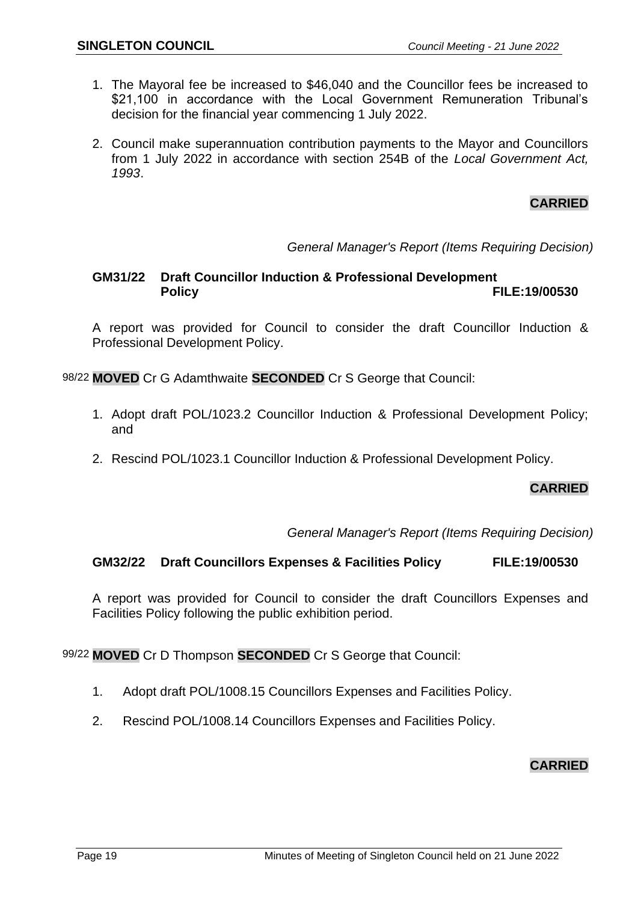1. The Mayoral fee be increased to $46,040 and the Councillor fees be increased to $21,100 in accordance with the Local Government Remuneration Tribunal's decision for the financial year commencing 1 July 2022.

2. Council make superannuation contribution payments to the Mayor and Councillors from 1 July 2022 in accordance with section 254B of the *Local Government Act, 1993*.

**CARRIED**

*General Manager's Report (Items Requiring Decision)*

### GM31/22 Draft Councillor Induction & Professional Development Policy FILE:19/00530

A report was provided for Council to consider the draft Councillor Induction & Professional Development Policy.

98/22 **MOVED** Cr G Adamthwaite **SECONDED** Cr S George that Council:

1. Adopt draft POL/1023.2 Councillor Induction & Professional Development Policy; and

2. Rescind POL/1023.1 Councillor Induction & Professional Development Policy.

**CARRIED**

*General Manager's Report (Items Requiring Decision)*

### GM32/22 Draft Councillors Expenses & Facilities Policy FILE:19/00530

A report was provided for Council to consider the draft Councillors Expenses and Facilities Policy following the public exhibition period.

99/22 **MOVED** Cr D Thompson **SECONDED** Cr S George that Council:

1. Adopt draft POL/1008.15 Councillors Expenses and Facilities Policy.

2. Rescind POL/1008.14 Councillors Expenses and Facilities Policy.

**CARRIED**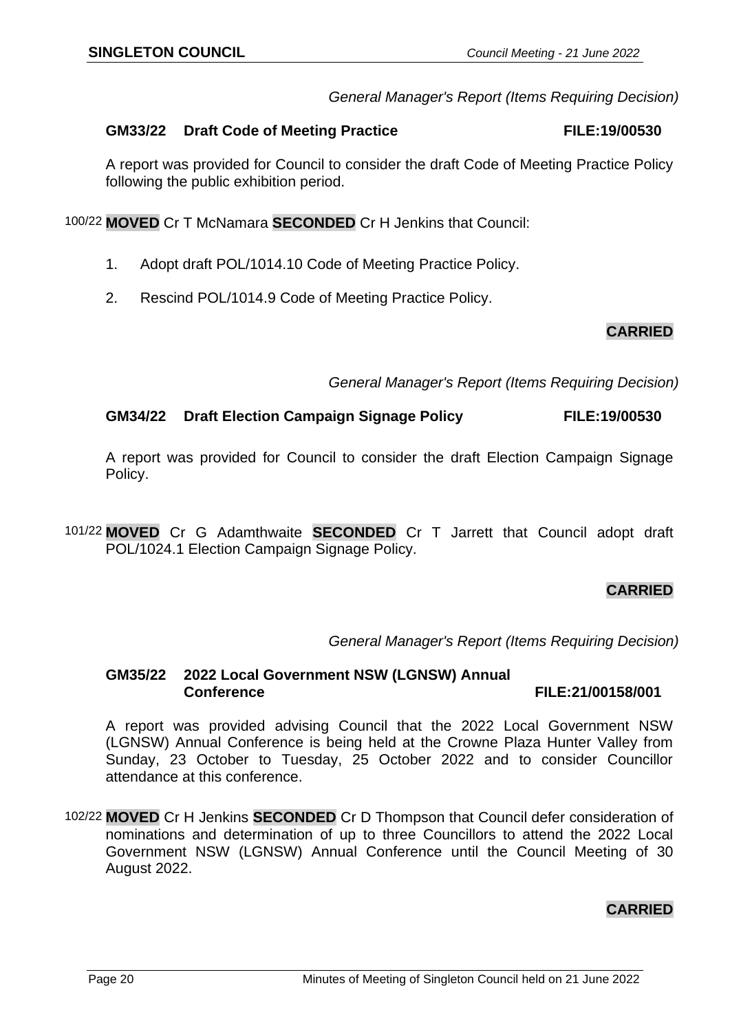*General Manager's Report (Items Requiring Decision)*

### GM33/22 Draft Code of Meeting Practice FILE:19/00530

A report was provided for Council to consider the draft Code of Meeting Practice Policy following the public exhibition period.

100/22 **MOVED** Cr T McNamara **SECONDED** Cr H Jenkins that Council:

1. Adopt draft POL/1014.10 Code of Meeting Practice Policy.
2. Rescind POL/1014.9 Code of Meeting Practice Policy.

**CARRIED**

*General Manager's Report (Items Requiring Decision)*

### GM34/22 Draft Election Campaign Signage Policy FILE:19/00530

A report was provided for Council to consider the draft Election Campaign Signage Policy.

101/22 **MOVED** Cr G Adamthwaite **SECONDED** Cr T Jarrett that Council adopt draft POL/1024.1 Election Campaign Signage Policy.

**CARRIED**

*General Manager's Report (Items Requiring Decision)*

### GM35/22 2022 Local Government NSW (LGNSW) Annual Conference FILE:21/00158/001

A report was provided advising Council that the 2022 Local Government NSW (LGNSW) Annual Conference is being held at the Crowne Plaza Hunter Valley from Sunday, 23 October to Tuesday, 25 October 2022 and to consider Councillor attendance at this conference.

102/22 **MOVED** Cr H Jenkins **SECONDED** Cr D Thompson that Council defer consideration of nominations and determination of up to three Councillors to attend the 2022 Local Government NSW (LGNSW) Annual Conference until the Council Meeting of 30 August 2022.

**CARRIED**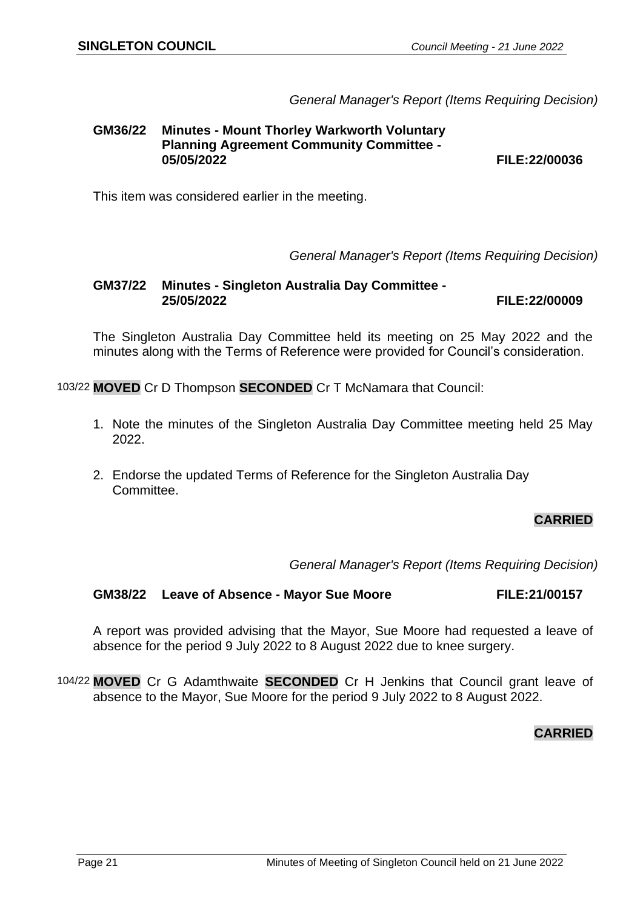*General Manager's Report (Items Requiring Decision)*

**GM36/22 Minutes - Mount Thorley Warkworth Voluntary Planning Agreement Community Committee - 05/05/2022 FILE:22/00036**

This item was considered earlier in the meeting.

*General Manager's Report (Items Requiring Decision)*

**GM37/22 Minutes - Singleton Australia Day Committee - 25/05/2022 FILE:22/00009**

The Singleton Australia Day Committee held its meeting on 25 May 2022 and the minutes along with the Terms of Reference were provided for Council's consideration.

103/22 **MOVED** Cr D Thompson **SECONDED** Cr T McNamara that Council:

1. Note the minutes of the Singleton Australia Day Committee meeting held 25 May 2022.
2. Endorse the updated Terms of Reference for the Singleton Australia Day Committee.

**CARRIED**

*General Manager's Report (Items Requiring Decision)*

**GM38/22 Leave of Absence - Mayor Sue Moore FILE:21/00157**

A report was provided advising that the Mayor, Sue Moore had requested a leave of absence for the period 9 July 2022 to 8 August 2022 due to knee surgery.

104/22 **MOVED** Cr G Adamthwaite **SECONDED** Cr H Jenkins that Council grant leave of absence to the Mayor, Sue Moore for the period 9 July 2022 to 8 August 2022.

**CARRIED**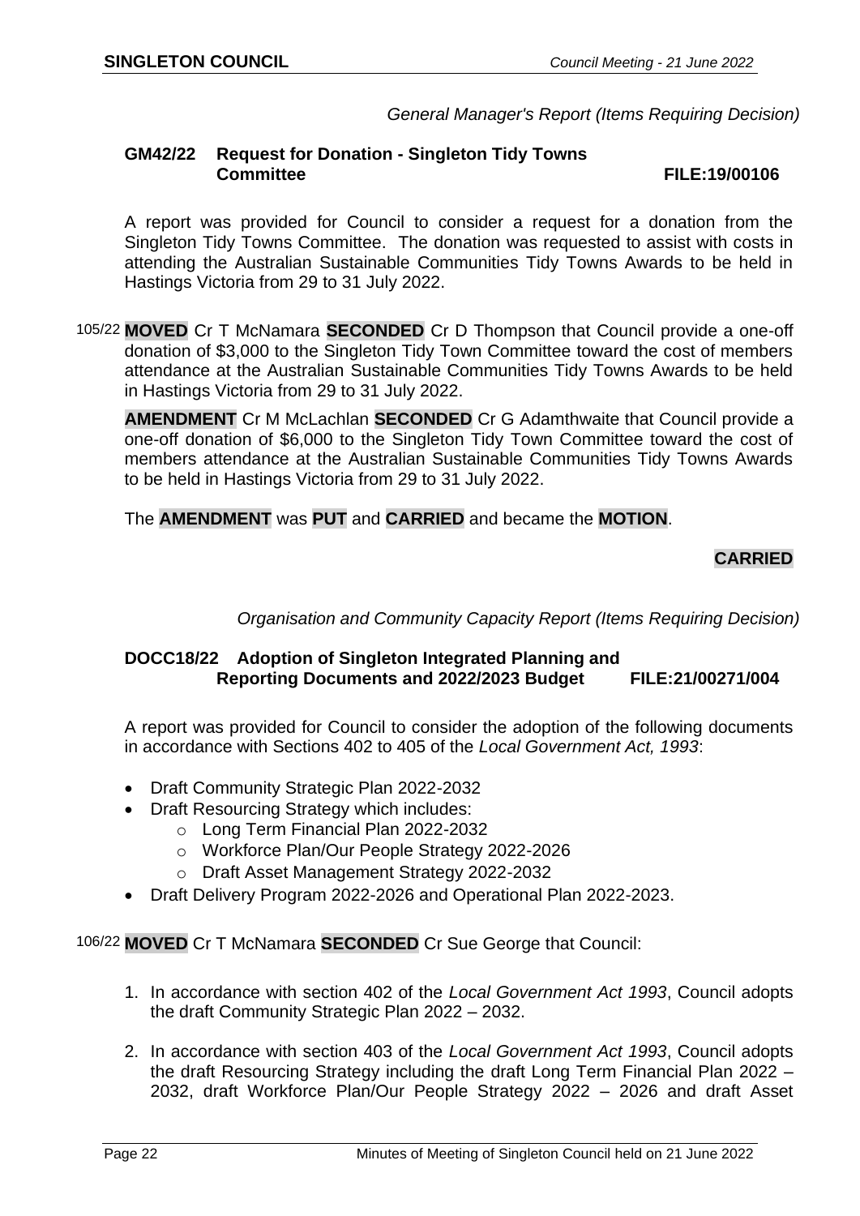*General Manager's Report (Items Requiring Decision)*

### GM42/22 Request for Donation - Singleton Tidy Towns Committee FILE:19/00106

A report was provided for Council to consider a request for a donation from the Singleton Tidy Towns Committee. The donation was requested to assist with costs in attending the Australian Sustainable Communities Tidy Towns Awards to be held in Hastings Victoria from 29 to 31 July 2022.

105/22 **MOVED** Cr T McNamara **SECONDED** Cr D Thompson that Council provide a one-off donation of $3,000 to the Singleton Tidy Town Committee toward the cost of members attendance at the Australian Sustainable Communities Tidy Towns Awards to be held in Hastings Victoria from 29 to 31 July 2022.

**AMENDMENT** Cr M McLachlan **SECONDED** Cr G Adamthwaite that Council provide a one-off donation of $6,000 to the Singleton Tidy Town Committee toward the cost of members attendance at the Australian Sustainable Communities Tidy Towns Awards to be held in Hastings Victoria from 29 to 31 July 2022.

The **AMENDMENT** was **PUT** and **CARRIED** and became the **MOTION**.

**CARRIED**

*Organisation and Community Capacity Report (Items Requiring Decision)*

### DOCC18/22 Adoption of Singleton Integrated Planning and Reporting Documents and 2022/2023 Budget FILE:21/00271/004

A report was provided for Council to consider the adoption of the following documents in accordance with Sections 402 to 405 of the *Local Government Act, 1993*:

- Draft Community Strategic Plan 2022-2032
- Draft Resourcing Strategy which includes:
  - Long Term Financial Plan 2022-2032
  - Workforce Plan/Our People Strategy 2022-2026
  - Draft Asset Management Strategy 2022-2032
- Draft Delivery Program 2022-2026 and Operational Plan 2022-2023.

106/22 **MOVED** Cr T McNamara **SECONDED** Cr Sue George that Council:

1. In accordance with section 402 of the *Local Government Act 1993*, Council adopts the draft Community Strategic Plan 2022 – 2032.
2. In accordance with section 403 of the *Local Government Act 1993*, Council adopts the draft Resourcing Strategy including the draft Long Term Financial Plan 2022 – 2032, draft Workforce Plan/Our People Strategy 2022 – 2026 and draft Asset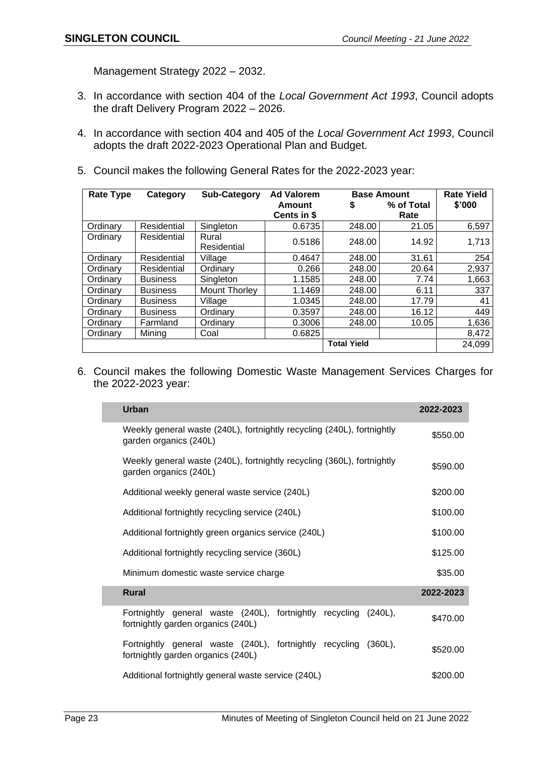Management Strategy 2022 – 2032.

3. In accordance with section 404 of the *Local Government Act 1993*, Council adopts the draft Delivery Program 2022 – 2026.

4. In accordance with section 404 and 405 of the *Local Government Act 1993*, Council adopts the draft 2022-2023 Operational Plan and Budget.

5. Council makes the following General Rates for the 2022-2023 year:

| Rate Type | Category | Sub-Category | Ad Valorem Amount Cents in $ | Base Amount | | Rate Yield $'000 |
|---|---|---|---|---|---|---|
| | | | | $ | % of Total Rate | |
| Ordinary | Residential | Singleton | 0.6735 | 248.00 | 21.05 | 6,597 |
| Ordinary | Residential | Rural Residential | 0.5186 | 248.00 | 14.92 | 1,713 |
| Ordinary | Residential | Village | 0.4647 | 248.00 | 31.61 | 254 |
| Ordinary | Residential | Ordinary | 0.266 | 248.00 | 20.64 | 2,937 |
| Ordinary | Business | Singleton | 1.1585 | 248.00 | 7.74 | 1,663 |
| Ordinary | Business | Mount Thorley | 1.1469 | 248.00 | 6.11 | 337 |
| Ordinary | Business | Village | 1.0345 | 248.00 | 17.79 | 41 |
| Ordinary | Business | Ordinary | 0.3597 | 248.00 | 16.12 | 449 |
| Ordinary | Farmland | Ordinary | 0.3006 | 248.00 | 10.05 | 1,636 |
| Ordinary | Mining | Coal | 0.6825 | | | 8,472 |
| | | | | **Total Yield** | | 24,099 |

6. Council makes the following Domestic Waste Management Services Charges for the 2022-2023 year:

| **Urban** | **2022-2023** |
|---|---|
| Weekly general waste (240L), fortnightly recycling (240L), fortnightly garden organics (240L) | $550.00 |
| Weekly general waste (240L), fortnightly recycling (360L), fortnightly garden organics (240L) | $590.00 |
| Additional weekly general waste service (240L) | $200.00 |
| Additional fortnightly recycling service (240L) | $100.00 |
| Additional fortnightly green organics service (240L) | $100.00 |
| Additional fortnightly recycling service (360L) | $125.00 |
| Minimum domestic waste service charge | $35.00 |
| **Rural** | **2022-2023** |
| Fortnightly general waste (240L), fortnightly recycling (240L), fortnightly garden organics (240L) | $470.00 |
| Fortnightly general waste (240L), fortnightly recycling (360L), fortnightly garden organics (240L) | $520.00 |
| Additional fortnightly general waste service (240L) | $200.00 |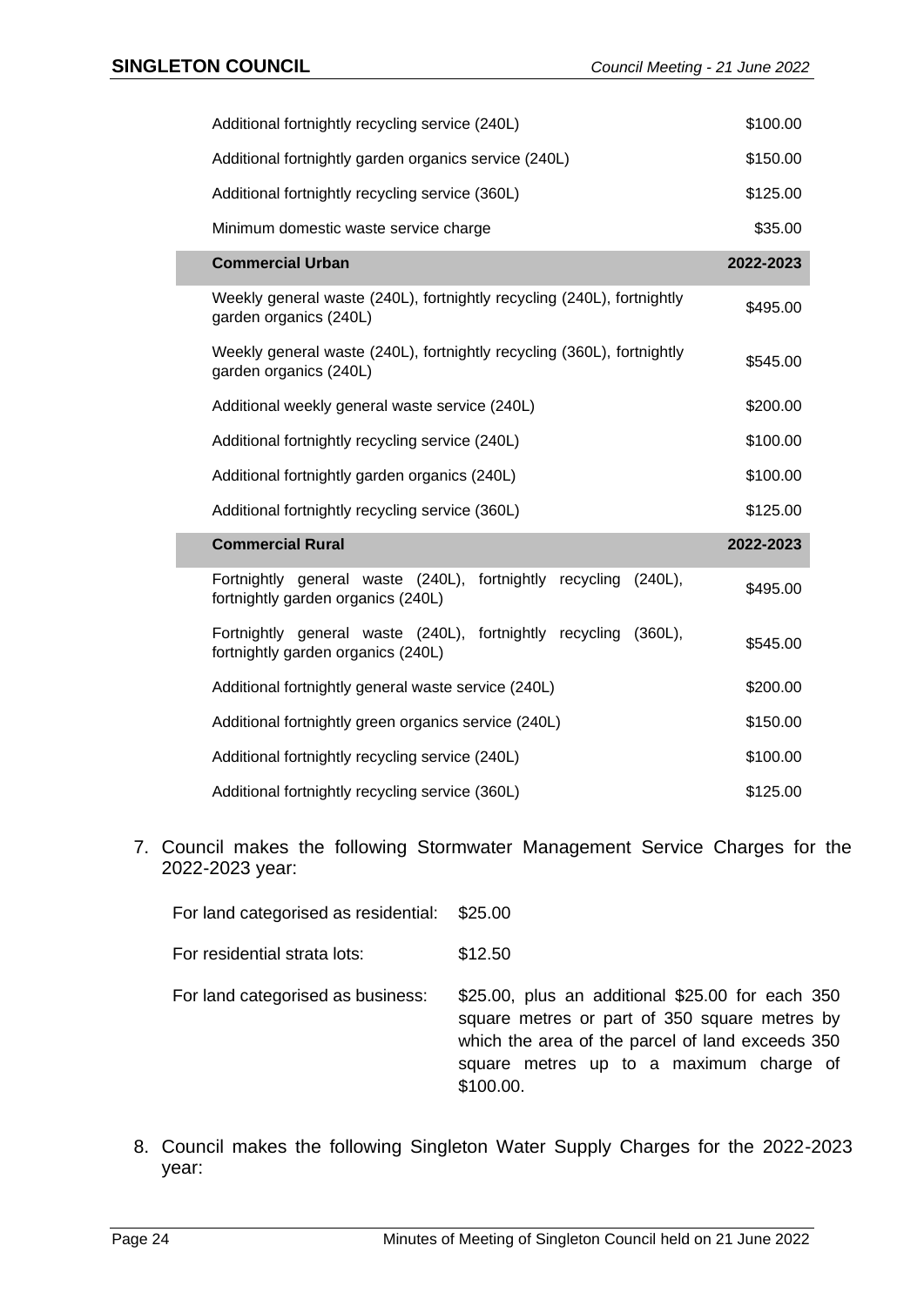| | |
|---|---|
| Additional fortnightly recycling service (240L) | $100.00 |
| Additional fortnightly garden organics service (240L) | $150.00 |
| Additional fortnightly recycling service (360L) | $125.00 |
| Minimum domestic waste service charge | $35.00 |
| **Commercial Urban** | **2022-2023** |
| Weekly general waste (240L), fortnightly recycling (240L), fortnightly garden organics (240L) | $495.00 |
| Weekly general waste (240L), fortnightly recycling (360L), fortnightly garden organics (240L) | $545.00 |
| Additional weekly general waste service (240L) | $200.00 |
| Additional fortnightly recycling service (240L) | $100.00 |
| Additional fortnightly garden organics (240L) | $100.00 |
| Additional fortnightly recycling service (360L) | $125.00 |
| **Commercial Rural** | **2022-2023** |
| Fortnightly general waste (240L), fortnightly recycling (240L), fortnightly garden organics (240L) | $495.00 |
| Fortnightly general waste (240L), fortnightly recycling (360L), fortnightly garden organics (240L) | $545.00 |
| Additional fortnightly general waste service (240L) | $200.00 |
| Additional fortnightly green organics service (240L) | $150.00 |
| Additional fortnightly recycling service (240L) | $100.00 |
| Additional fortnightly recycling service (360L) | $125.00 |

7. Council makes the following Stormwater Management Service Charges for the 2022-2023 year:

| | |
|---|---|
| For land categorised as residential: | $25.00 |
| For residential strata lots: | $12.50 |
| For land categorised as business: | $25.00, plus an additional $25.00 for each 350 square metres or part of 350 square metres by which the area of the parcel of land exceeds 350 square metres up to a maximum charge of $100.00. |

8. Council makes the following Singleton Water Supply Charges for the 2022-2023 year: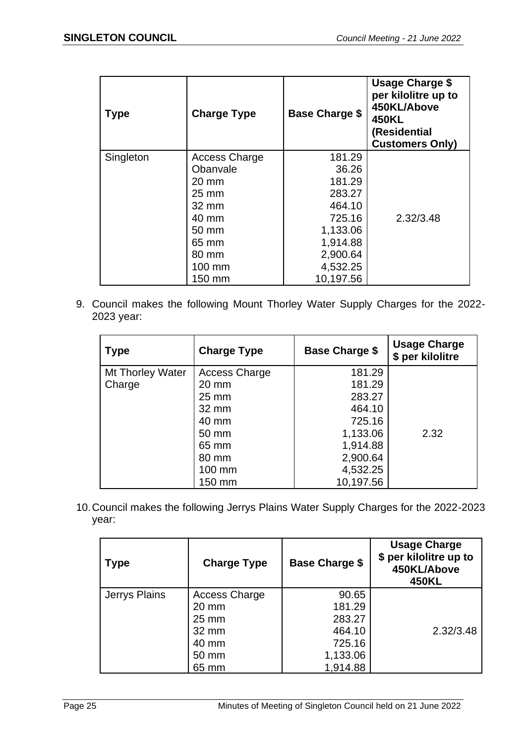| Type | Charge Type | Base Charge $ | Usage Charge $ per kilolitre up to 450KL/Above 450KL (Residential Customers Only) |
|---|---|---|---|
| Singleton | Access Charge | 181.29 | 2.32/3.48 |
| | Obanvale | 36.26 | |
| | 20 mm | 181.29 | |
| | 25 mm | 283.27 | |
| | 32 mm | 464.10 | |
| | 40 mm | 725.16 | |
| | 50 mm | 1,133.06 | |
| | 65 mm | 1,914.88 | |
| | 80 mm | 2,900.64 | |
| | 100 mm | 4,532.25 | |
| | 150 mm | 10,197.56 | |

9. Council makes the following Mount Thorley Water Supply Charges for the 2022-2023 year:

| Type | Charge Type | Base Charge $ | Usage Charge $ per kilolitre |
|---|---|---|---|
| Mt Thorley Water Charge | Access Charge | 181.29 | 2.32 |
| | 20 mm | 181.29 | |
| | 25 mm | 283.27 | |
| | 32 mm | 464.10 | |
| | 40 mm | 725.16 | |
| | 50 mm | 1,133.06 | |
| | 65 mm | 1,914.88 | |
| | 80 mm | 2,900.64 | |
| | 100 mm | 4,532.25 | |
| | 150 mm | 10,197.56 | |

10. Council makes the following Jerrys Plains Water Supply Charges for the 2022-2023 year:

| Type | Charge Type | Base Charge $ | Usage Charge $ per kilolitre up to 450KL/Above 450KL |
|---|---|---|---|
| Jerrys Plains | Access Charge | 90.65 | 2.32/3.48 |
| | 20 mm | 181.29 | |
| | 25 mm | 283.27 | |
| | 32 mm | 464.10 | |
| | 40 mm | 725.16 | |
| | 50 mm | 1,133.06 | |
| | 65 mm | 1,914.88 | |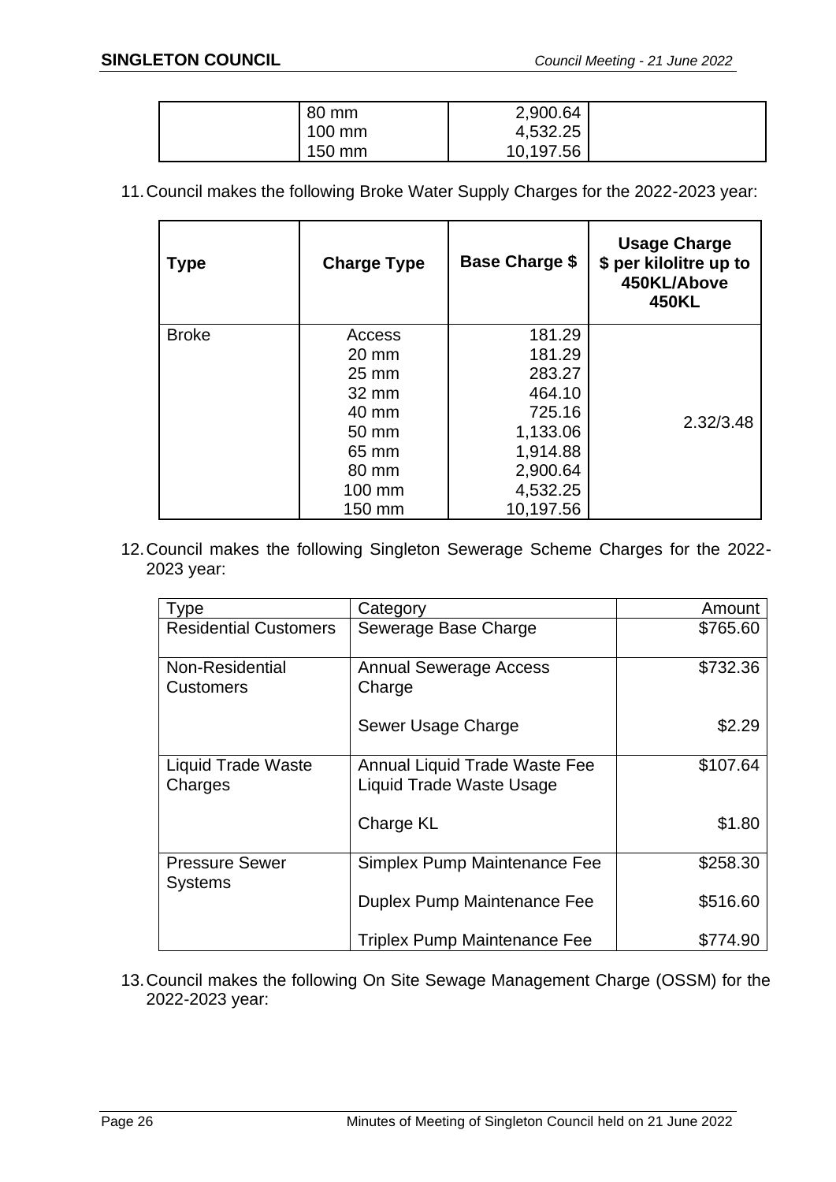| | 80 mm | 2,900.64 | |
|---|---|---|---|
| | 100 mm | 4,532.25 | |
| | 150 mm | 10,197.56 | |

11. Council makes the following Broke Water Supply Charges for the 2022-2023 year:

| Type | Charge Type | Base Charge $ | Usage Charge $ per kilolitre up to 450KL/Above 450KL |
|---|---|---|---|
| Broke | Access | 181.29 | 2.32/3.48 |
| | 20 mm | 181.29 | |
| | 25 mm | 283.27 | |
| | 32 mm | 464.10 | |
| | 40 mm | 725.16 | |
| | 50 mm | 1,133.06 | |
| | 65 mm | 1,914.88 | |
| | 80 mm | 2,900.64 | |
| | 100 mm | 4,532.25 | |
| | 150 mm | 10,197.56 | |

12. Council makes the following Singleton Sewerage Scheme Charges for the 2022-2023 year:

| Type | Category | Amount |
|---|---|---|
| Residential Customers | Sewerage Base Charge | $765.60 |
| Non-Residential Customers | Annual Sewerage Access Charge | $732.36 |
| | Sewer Usage Charge | $2.29 |
| Liquid Trade Waste Charges | Annual Liquid Trade Waste Fee | $107.64 |
| | Liquid Trade Waste Usage Charge KL | $1.80 |
| Pressure Sewer Systems | Simplex Pump Maintenance Fee | $258.30 |
| | Duplex Pump Maintenance Fee | $516.60 |
| | Triplex Pump Maintenance Fee | $774.90 |

13. Council makes the following On Site Sewage Management Charge (OSSM) for the 2022-2023 year: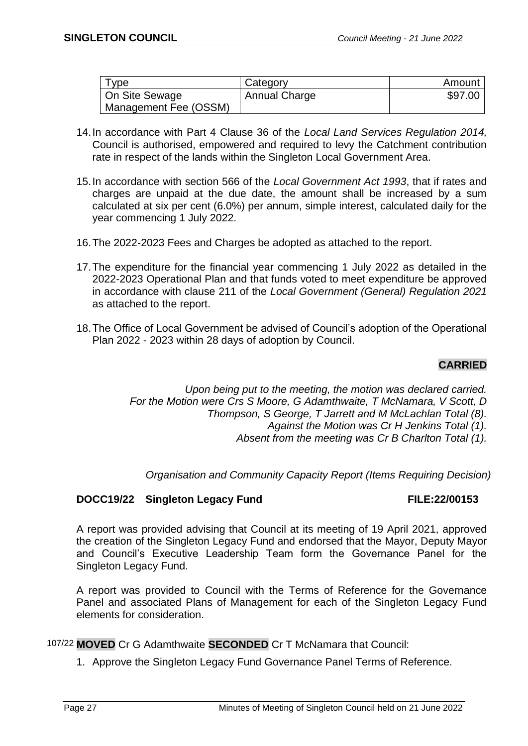| Type | Category | Amount |
|---|---|---|
| On Site Sewage Management Fee (OSSM) | Annual Charge | \$97.00 |

14. In accordance with Part 4 Clause 36 of the *Local Land Services Regulation 2014,* Council is authorised, empowered and required to levy the Catchment contribution rate in respect of the lands within the Singleton Local Government Area.

15. In accordance with section 566 of the *Local Government Act 1993*, that if rates and charges are unpaid at the due date, the amount shall be increased by a sum calculated at six per cent (6.0%) per annum, simple interest, calculated daily for the year commencing 1 July 2022.

16. The 2022-2023 Fees and Charges be adopted as attached to the report.

17. The expenditure for the financial year commencing 1 July 2022 as detailed in the 2022-2023 Operational Plan and that funds voted to meet expenditure be approved in accordance with clause 211 of the *Local Government (General) Regulation 2021* as attached to the report.

18. The Office of Local Government be advised of Council's adoption of the Operational Plan 2022 - 2023 within 28 days of adoption by Council.

**CARRIED**

*Upon being put to the meeting, the motion was declared carried.*
*For the Motion were Crs S Moore, G Adamthwaite, T McNamara, V Scott, D Thompson, S George, T Jarrett and M McLachlan Total (8).*
*Against the Motion was Cr H Jenkins Total (1).*
*Absent from the meeting was Cr B Charlton Total (1).*

*Organisation and Community Capacity Report (Items Requiring Decision)*

### DOCC19/22 Singleton Legacy Fund FILE:22/00153

A report was provided advising that Council at its meeting of 19 April 2021, approved the creation of the Singleton Legacy Fund and endorsed that the Mayor, Deputy Mayor and Council's Executive Leadership Team form the Governance Panel for the Singleton Legacy Fund.

A report was provided to Council with the Terms of Reference for the Governance Panel and associated Plans of Management for each of the Singleton Legacy Fund elements for consideration.

107/22 **MOVED** Cr G Adamthwaite **SECONDED** Cr T McNamara that Council:

1. Approve the Singleton Legacy Fund Governance Panel Terms of Reference.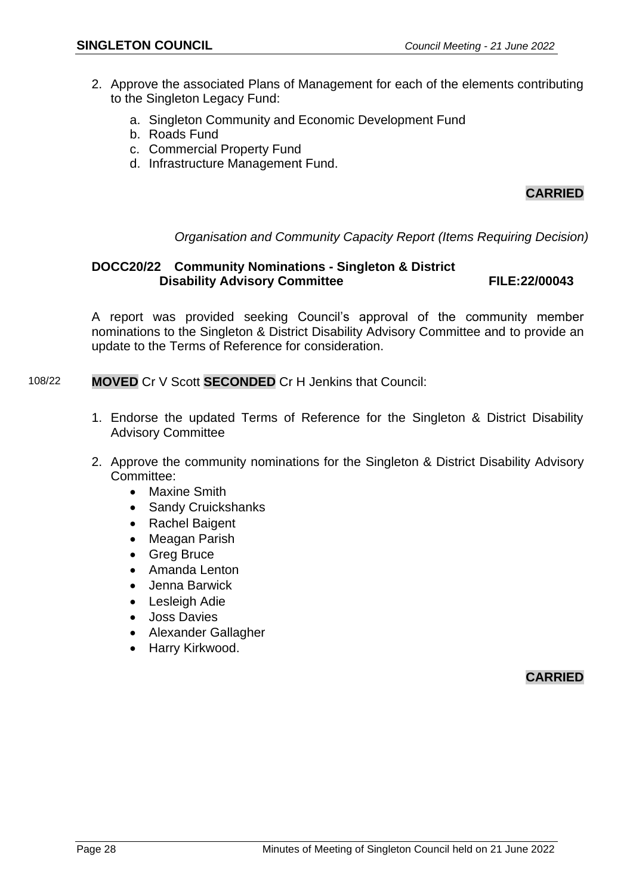2. Approve the associated Plans of Management for each of the elements contributing to the Singleton Legacy Fund:

    a. Singleton Community and Economic Development Fund
    b. Roads Fund
    c. Commercial Property Fund
    d. Infrastructure Management Fund.

**CARRIED**

*Organisation and Community Capacity Report (Items Requiring Decision)*

### DOCC20/22 Community Nominations - Singleton & District Disability Advisory Committee FILE:22/00043

A report was provided seeking Council's approval of the community member nominations to the Singleton & District Disability Advisory Committee and to provide an update to the Terms of Reference for consideration.

108/22 **MOVED** Cr V Scott **SECONDED** Cr H Jenkins that Council:

1. Endorse the updated Terms of Reference for the Singleton & District Disability Advisory Committee

2. Approve the community nominations for the Singleton & District Disability Advisory Committee:
    - Maxine Smith
    - Sandy Cruickshanks
    - Rachel Baigent
    - Meagan Parish
    - Greg Bruce
    - Amanda Lenton
    - Jenna Barwick
    - Lesleigh Adie
    - Joss Davies
    - Alexander Gallagher
    - Harry Kirkwood.

**CARRIED**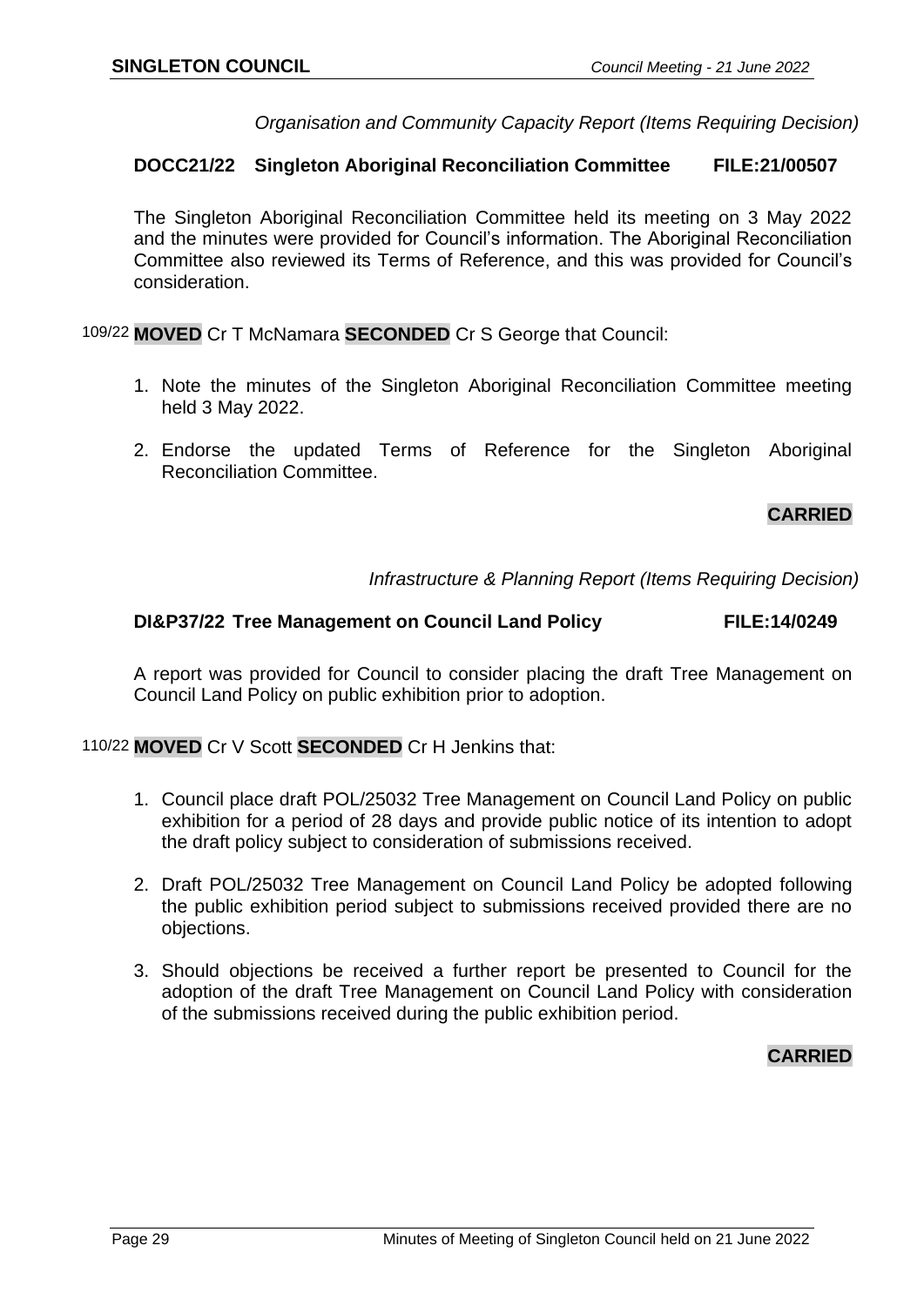*Organisation and Community Capacity Report (Items Requiring Decision)*

### DOCC21/22 Singleton Aboriginal Reconciliation Committee FILE:21/00507

The Singleton Aboriginal Reconciliation Committee held its meeting on 3 May 2022 and the minutes were provided for Council's information. The Aboriginal Reconciliation Committee also reviewed its Terms of Reference, and this was provided for Council's consideration.

109/22 **MOVED** Cr T McNamara **SECONDED** Cr S George that Council:

1. Note the minutes of the Singleton Aboriginal Reconciliation Committee meeting held 3 May 2022.
2. Endorse the updated Terms of Reference for the Singleton Aboriginal Reconciliation Committee.

**CARRIED**

*Infrastructure & Planning Report (Items Requiring Decision)*

### DI&P37/22 Tree Management on Council Land Policy FILE:14/0249

A report was provided for Council to consider placing the draft Tree Management on Council Land Policy on public exhibition prior to adoption.

110/22 **MOVED** Cr V Scott **SECONDED** Cr H Jenkins that:

1. Council place draft POL/25032 Tree Management on Council Land Policy on public exhibition for a period of 28 days and provide public notice of its intention to adopt the draft policy subject to consideration of submissions received.
2. Draft POL/25032 Tree Management on Council Land Policy be adopted following the public exhibition period subject to submissions received provided there are no objections.
3. Should objections be received a further report be presented to Council for the adoption of the draft Tree Management on Council Land Policy with consideration of the submissions received during the public exhibition period.

**CARRIED**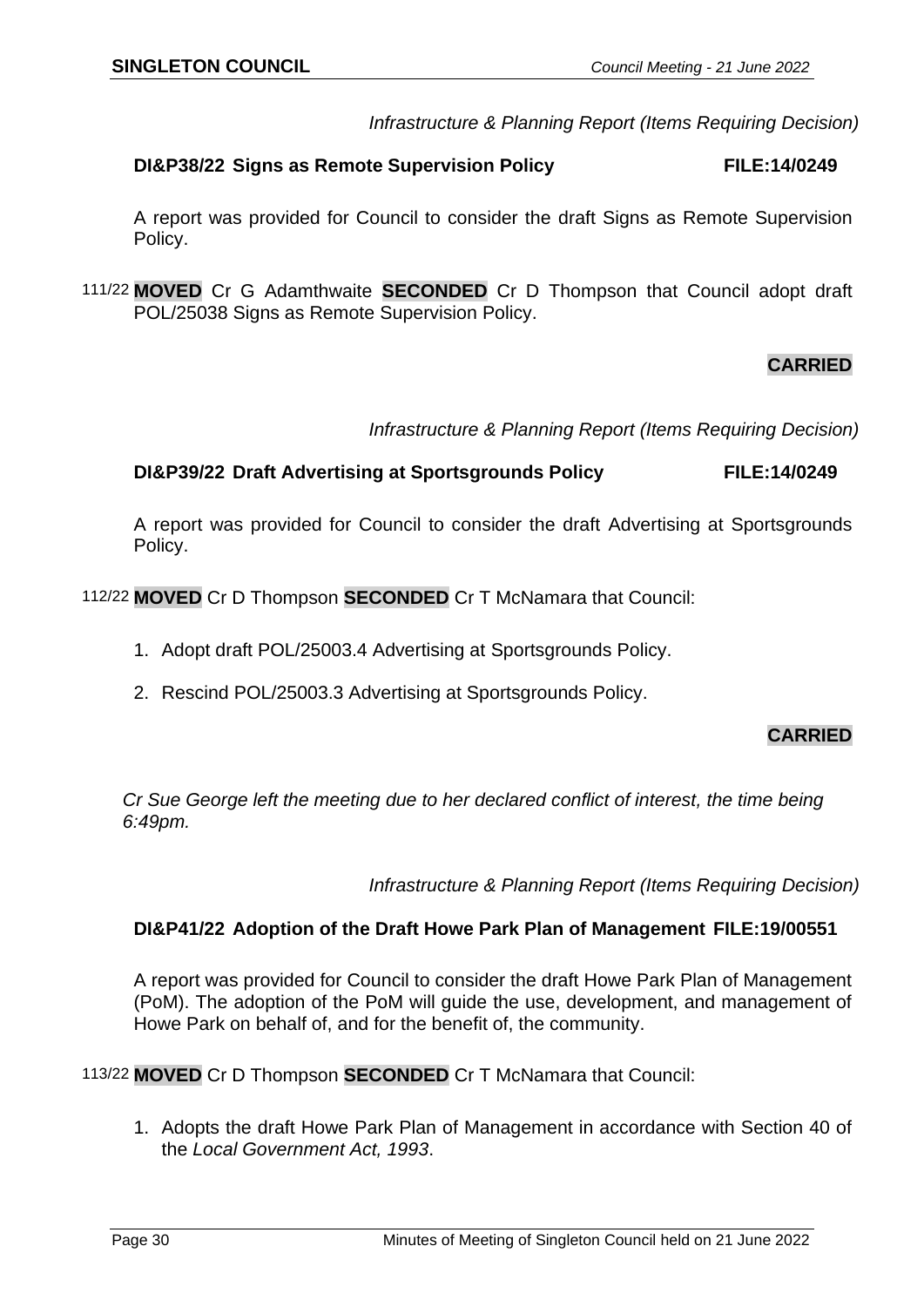*Infrastructure & Planning Report (Items Requiring Decision)*

**DI&P38/22 Signs as Remote Supervision Policy FILE:14/0249**

A report was provided for Council to consider the draft Signs as Remote Supervision Policy.

111/22 **MOVED** Cr G Adamthwaite **SECONDED** Cr D Thompson that Council adopt draft POL/25038 Signs as Remote Supervision Policy.

**CARRIED**

*Infrastructure & Planning Report (Items Requiring Decision)*

**DI&P39/22 Draft Advertising at Sportsgrounds Policy FILE:14/0249**

A report was provided for Council to consider the draft Advertising at Sportsgrounds Policy.

112/22 **MOVED** Cr D Thompson **SECONDED** Cr T McNamara that Council:

1. Adopt draft POL/25003.4 Advertising at Sportsgrounds Policy.
2. Rescind POL/25003.3 Advertising at Sportsgrounds Policy.

**CARRIED**

*Cr Sue George left the meeting due to her declared conflict of interest, the time being 6:49pm.*

*Infrastructure & Planning Report (Items Requiring Decision)*

**DI&P41/22 Adoption of the Draft Howe Park Plan of Management FILE:19/00551**

A report was provided for Council to consider the draft Howe Park Plan of Management (PoM). The adoption of the PoM will guide the use, development, and management of Howe Park on behalf of, and for the benefit of, the community.

113/22 **MOVED** Cr D Thompson **SECONDED** Cr T McNamara that Council:

1. Adopts the draft Howe Park Plan of Management in accordance with Section 40 of the *Local Government Act, 1993*.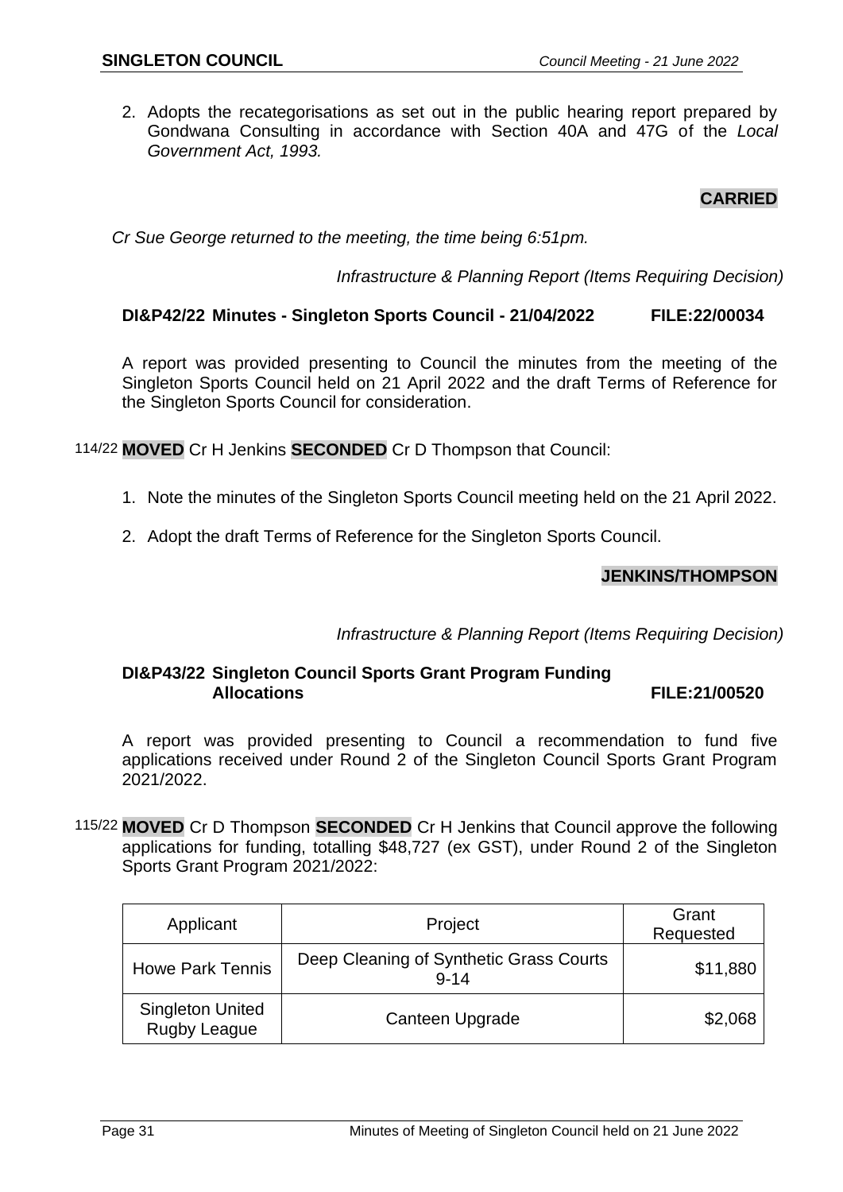2. Adopts the recategorisations as set out in the public hearing report prepared by Gondwana Consulting in accordance with Section 40A and 47G of the *Local Government Act, 1993.*

**CARRIED**

*Cr Sue George returned to the meeting, the time being 6:51pm.*

*Infrastructure & Planning Report (Items Requiring Decision)*

**DI&P42/22 Minutes - Singleton Sports Council - 21/04/2022 FILE:22/00034**

A report was provided presenting to Council the minutes from the meeting of the Singleton Sports Council held on 21 April 2022 and the draft Terms of Reference for the Singleton Sports Council for consideration.

114/22 **MOVED** Cr H Jenkins **SECONDED** Cr D Thompson that Council:

1. Note the minutes of the Singleton Sports Council meeting held on the 21 April 2022.
2. Adopt the draft Terms of Reference for the Singleton Sports Council.

**JENKINS/THOMPSON**

*Infrastructure & Planning Report (Items Requiring Decision)*

**DI&P43/22 Singleton Council Sports Grant Program Funding Allocations FILE:21/00520**

A report was provided presenting to Council a recommendation to fund five applications received under Round 2 of the Singleton Council Sports Grant Program 2021/2022.

115/22 **MOVED** Cr D Thompson **SECONDED** Cr H Jenkins that Council approve the following applications for funding, totalling $48,727 (ex GST), under Round 2 of the Singleton Sports Grant Program 2021/2022:

| Applicant | Project | Grant Requested |
|---|---|---|
| Howe Park Tennis | Deep Cleaning of Synthetic Grass Courts 9-14 | $11,880 |
| Singleton United Rugby League | Canteen Upgrade | $2,068 |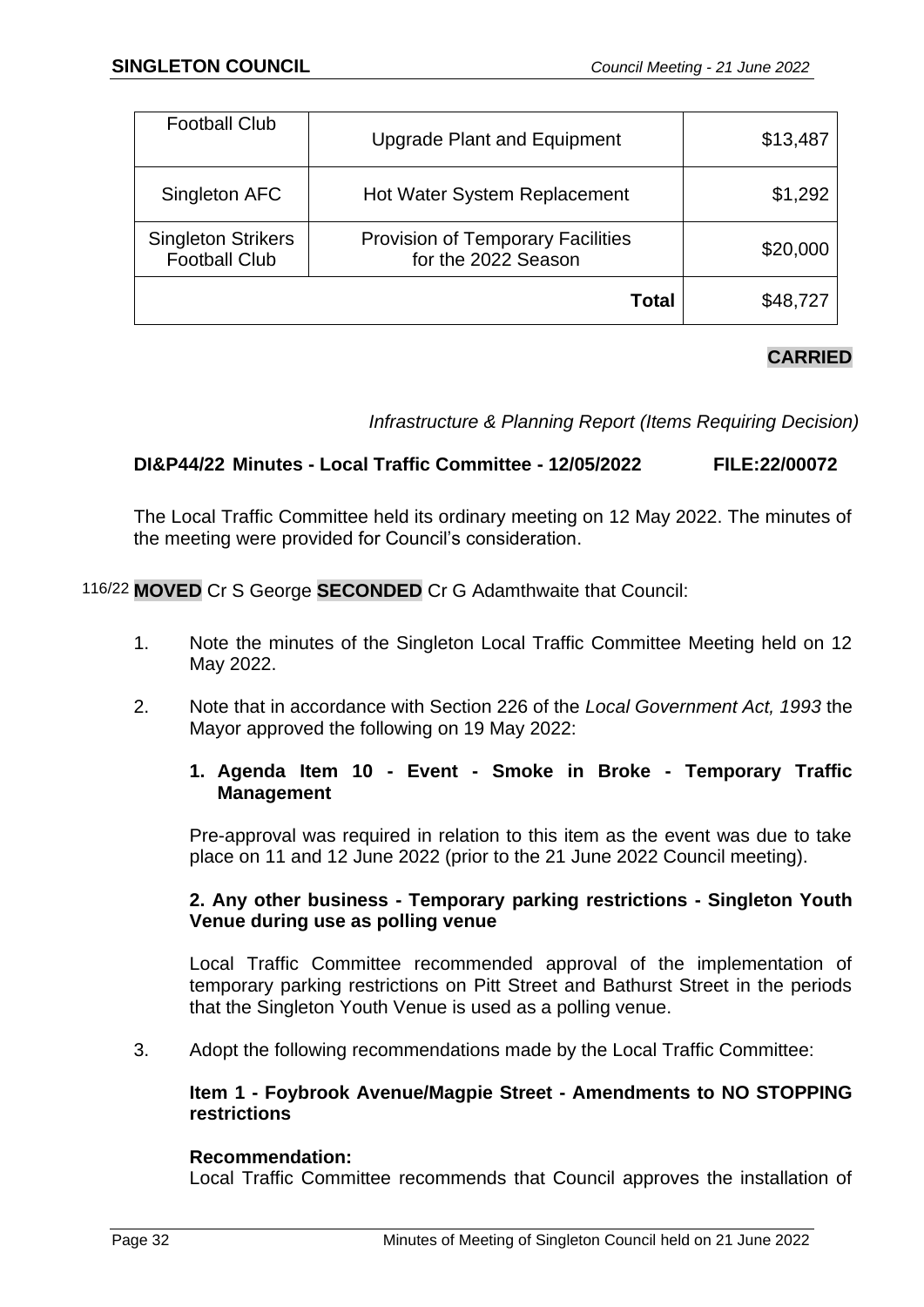| Football Club | Upgrade Plant and Equipment | $13,487 |
|---|---|---|
| Singleton AFC | Hot Water System Replacement | $1,292 |
| Singleton Strikers Football Club | Provision of Temporary Facilities for the 2022 Season | $20,000 |
| | **Total** | $48,727 |

**CARRIED**

*Infrastructure & Planning Report (Items Requiring Decision)*

**DI&P44/22 Minutes - Local Traffic Committee - 12/05/2022 FILE:22/00072**

The Local Traffic Committee held its ordinary meeting on 12 May 2022. The minutes of the meeting were provided for Council's consideration.

116/22 **MOVED** Cr S George **SECONDED** Cr G Adamthwaite that Council:

1. Note the minutes of the Singleton Local Traffic Committee Meeting held on 12 May 2022.

2. Note that in accordance with Section 226 of the *Local Government Act, 1993* the Mayor approved the following on 19 May 2022:

   **1. Agenda Item 10 - Event - Smoke in Broke - Temporary Traffic Management**

   Pre-approval was required in relation to this item as the event was due to take place on 11 and 12 June 2022 (prior to the 21 June 2022 Council meeting).

   **2. Any other business - Temporary parking restrictions - Singleton Youth Venue during use as polling venue**

   Local Traffic Committee recommended approval of the implementation of temporary parking restrictions on Pitt Street and Bathurst Street in the periods that the Singleton Youth Venue is used as a polling venue.

3. Adopt the following recommendations made by the Local Traffic Committee:

   **Item 1 - Foybrook Avenue/Magpie Street - Amendments to NO STOPPING restrictions**

   **Recommendation:**
   Local Traffic Committee recommends that Council approves the installation of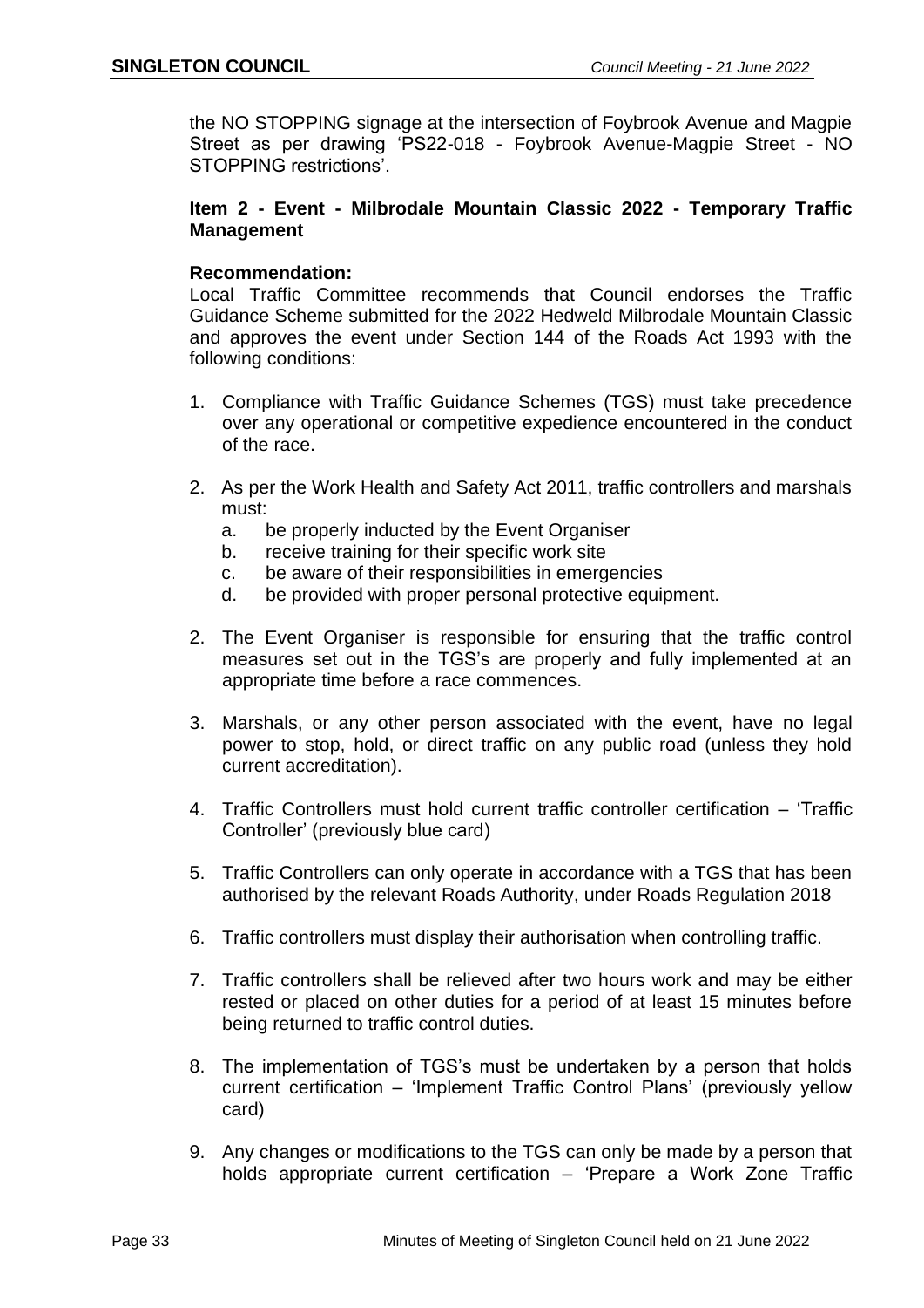the NO STOPPING signage at the intersection of Foybrook Avenue and Magpie Street as per drawing 'PS22-018 - Foybrook Avenue-Magpie Street - NO STOPPING restrictions'.

**Item 2 - Event - Milbrodale Mountain Classic 2022 - Temporary Traffic Management**

**Recommendation:**
Local Traffic Committee recommends that Council endorses the Traffic Guidance Scheme submitted for the 2022 Hedweld Milbrodale Mountain Classic and approves the event under Section 144 of the Roads Act 1993 with the following conditions:

1. Compliance with Traffic Guidance Schemes (TGS) must take precedence over any operational or competitive expedience encountered in the conduct of the race.

2. As per the Work Health and Safety Act 2011, traffic controllers and marshals must:
   a. be properly inducted by the Event Organiser
   b. receive training for their specific work site
   c. be aware of their responsibilities in emergencies
   d. be provided with proper personal protective equipment.

2. The Event Organiser is responsible for ensuring that the traffic control measures set out in the TGS's are properly and fully implemented at an appropriate time before a race commences.

3. Marshals, or any other person associated with the event, have no legal power to stop, hold, or direct traffic on any public road (unless they hold current accreditation).

4. Traffic Controllers must hold current traffic controller certification – 'Traffic Controller' (previously blue card)

5. Traffic Controllers can only operate in accordance with a TGS that has been authorised by the relevant Roads Authority, under Roads Regulation 2018

6. Traffic controllers must display their authorisation when controlling traffic.

7. Traffic controllers shall be relieved after two hours work and may be either rested or placed on other duties for a period of at least 15 minutes before being returned to traffic control duties.

8. The implementation of TGS's must be undertaken by a person that holds current certification – 'Implement Traffic Control Plans' (previously yellow card)

9. Any changes or modifications to the TGS can only be made by a person that holds appropriate current certification – 'Prepare a Work Zone Traffic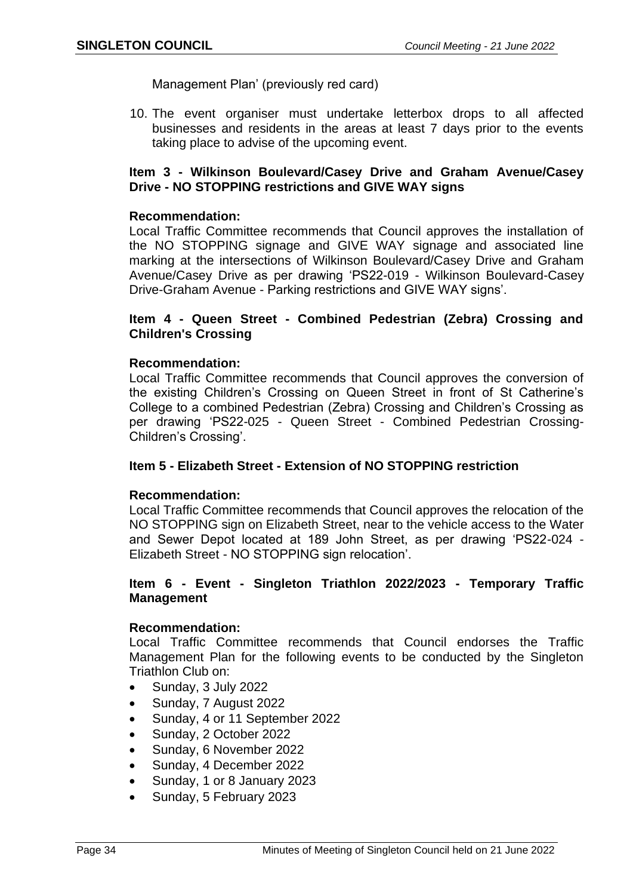Management Plan' (previously red card)

10. The event organiser must undertake letterbox drops to all affected businesses and residents in the areas at least 7 days prior to the events taking place to advise of the upcoming event.

**Item 3 - Wilkinson Boulevard/Casey Drive and Graham Avenue/Casey Drive - NO STOPPING restrictions and GIVE WAY signs**

**Recommendation:**
Local Traffic Committee recommends that Council approves the installation of the NO STOPPING signage and GIVE WAY signage and associated line marking at the intersections of Wilkinson Boulevard/Casey Drive and Graham Avenue/Casey Drive as per drawing 'PS22-019 - Wilkinson Boulevard-Casey Drive-Graham Avenue - Parking restrictions and GIVE WAY signs'.

**Item 4 - Queen Street - Combined Pedestrian (Zebra) Crossing and Children's Crossing**

**Recommendation:**
Local Traffic Committee recommends that Council approves the conversion of the existing Children's Crossing on Queen Street in front of St Catherine's College to a combined Pedestrian (Zebra) Crossing and Children's Crossing as per drawing 'PS22-025 - Queen Street - Combined Pedestrian Crossing-Children's Crossing'.

**Item 5 - Elizabeth Street - Extension of NO STOPPING restriction**

**Recommendation:**
Local Traffic Committee recommends that Council approves the relocation of the NO STOPPING sign on Elizabeth Street, near to the vehicle access to the Water and Sewer Depot located at 189 John Street, as per drawing 'PS22-024 - Elizabeth Street - NO STOPPING sign relocation'.

**Item 6 - Event - Singleton Triathlon 2022/2023 - Temporary Traffic Management**

**Recommendation:**
Local Traffic Committee recommends that Council endorses the Traffic Management Plan for the following events to be conducted by the Singleton Triathlon Club on:

- Sunday, 3 July 2022
- Sunday, 7 August 2022
- Sunday, 4 or 11 September 2022
- Sunday, 2 October 2022
- Sunday, 6 November 2022
- Sunday, 4 December 2022
- Sunday, 1 or 8 January 2023
- Sunday, 5 February 2023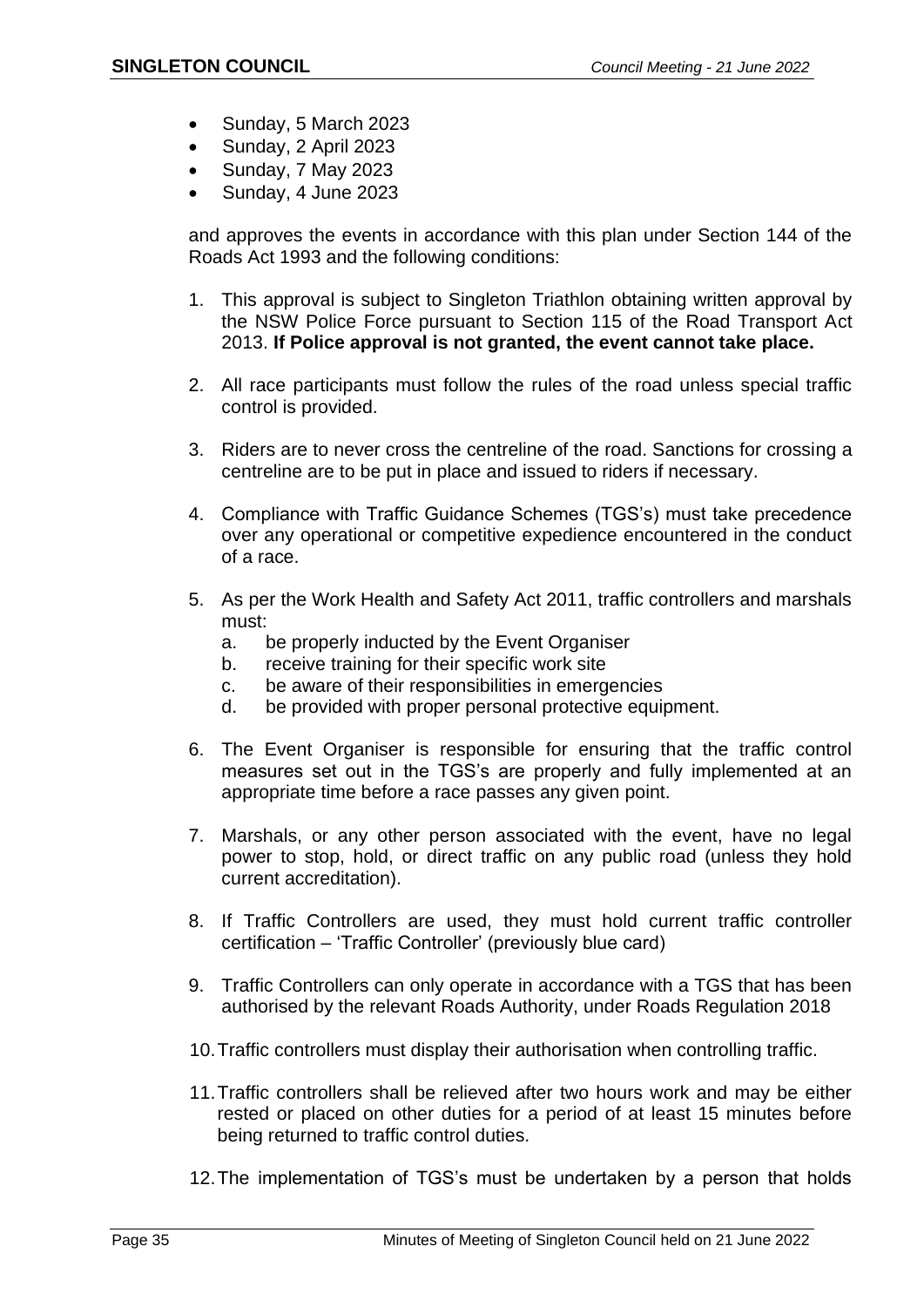- Sunday, 5 March 2023
- Sunday, 2 April 2023
- Sunday, 7 May 2023
- Sunday, 4 June 2023

and approves the events in accordance with this plan under Section 144 of the Roads Act 1993 and the following conditions:

1. This approval is subject to Singleton Triathlon obtaining written approval by the NSW Police Force pursuant to Section 115 of the Road Transport Act 2013. **If Police approval is not granted, the event cannot take place.**

2. All race participants must follow the rules of the road unless special traffic control is provided.

3. Riders are to never cross the centreline of the road. Sanctions for crossing a centreline are to be put in place and issued to riders if necessary.

4. Compliance with Traffic Guidance Schemes (TGS's) must take precedence over any operational or competitive expedience encountered in the conduct of a race.

5. As per the Work Health and Safety Act 2011, traffic controllers and marshals must:
   a. be properly inducted by the Event Organiser
   b. receive training for their specific work site
   c. be aware of their responsibilities in emergencies
   d. be provided with proper personal protective equipment.

6. The Event Organiser is responsible for ensuring that the traffic control measures set out in the TGS's are properly and fully implemented at an appropriate time before a race passes any given point.

7. Marshals, or any other person associated with the event, have no legal power to stop, hold, or direct traffic on any public road (unless they hold current accreditation).

8. If Traffic Controllers are used, they must hold current traffic controller certification – 'Traffic Controller' (previously blue card)

9. Traffic Controllers can only operate in accordance with a TGS that has been authorised by the relevant Roads Authority, under Roads Regulation 2018

10. Traffic controllers must display their authorisation when controlling traffic.

11. Traffic controllers shall be relieved after two hours work and may be either rested or placed on other duties for a period of at least 15 minutes before being returned to traffic control duties.

12. The implementation of TGS's must be undertaken by a person that holds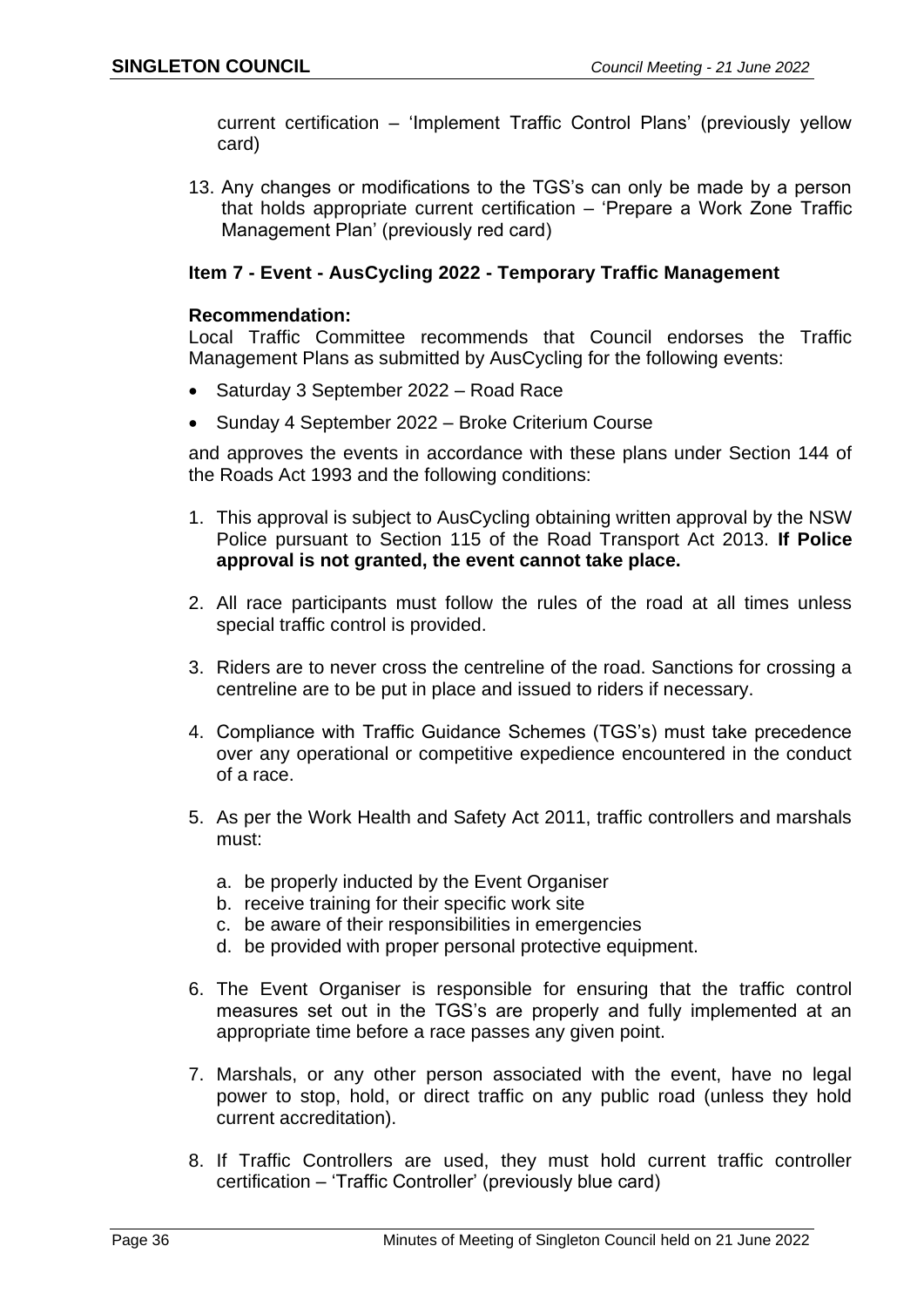current certification – 'Implement Traffic Control Plans' (previously yellow card)

13. Any changes or modifications to the TGS's can only be made by a person that holds appropriate current certification – 'Prepare a Work Zone Traffic Management Plan' (previously red card)

### Item 7 - Event - AusCycling 2022 - Temporary Traffic Management

**Recommendation:**

Local Traffic Committee recommends that Council endorses the Traffic Management Plans as submitted by AusCycling for the following events:

- Saturday 3 September 2022 – Road Race
- Sunday 4 September 2022 – Broke Criterium Course

and approves the events in accordance with these plans under Section 144 of the Roads Act 1993 and the following conditions:

1. This approval is subject to AusCycling obtaining written approval by the NSW Police pursuant to Section 115 of the Road Transport Act 2013. **If Police approval is not granted, the event cannot take place.**

2. All race participants must follow the rules of the road at all times unless special traffic control is provided.

3. Riders are to never cross the centreline of the road. Sanctions for crossing a centreline are to be put in place and issued to riders if necessary.

4. Compliance with Traffic Guidance Schemes (TGS's) must take precedence over any operational or competitive expedience encountered in the conduct of a race.

5. As per the Work Health and Safety Act 2011, traffic controllers and marshals must:

   a. be properly inducted by the Event Organiser
   b. receive training for their specific work site
   c. be aware of their responsibilities in emergencies
   d. be provided with proper personal protective equipment.

6. The Event Organiser is responsible for ensuring that the traffic control measures set out in the TGS's are properly and fully implemented at an appropriate time before a race passes any given point.

7. Marshals, or any other person associated with the event, have no legal power to stop, hold, or direct traffic on any public road (unless they hold current accreditation).

8. If Traffic Controllers are used, they must hold current traffic controller certification – 'Traffic Controller' (previously blue card)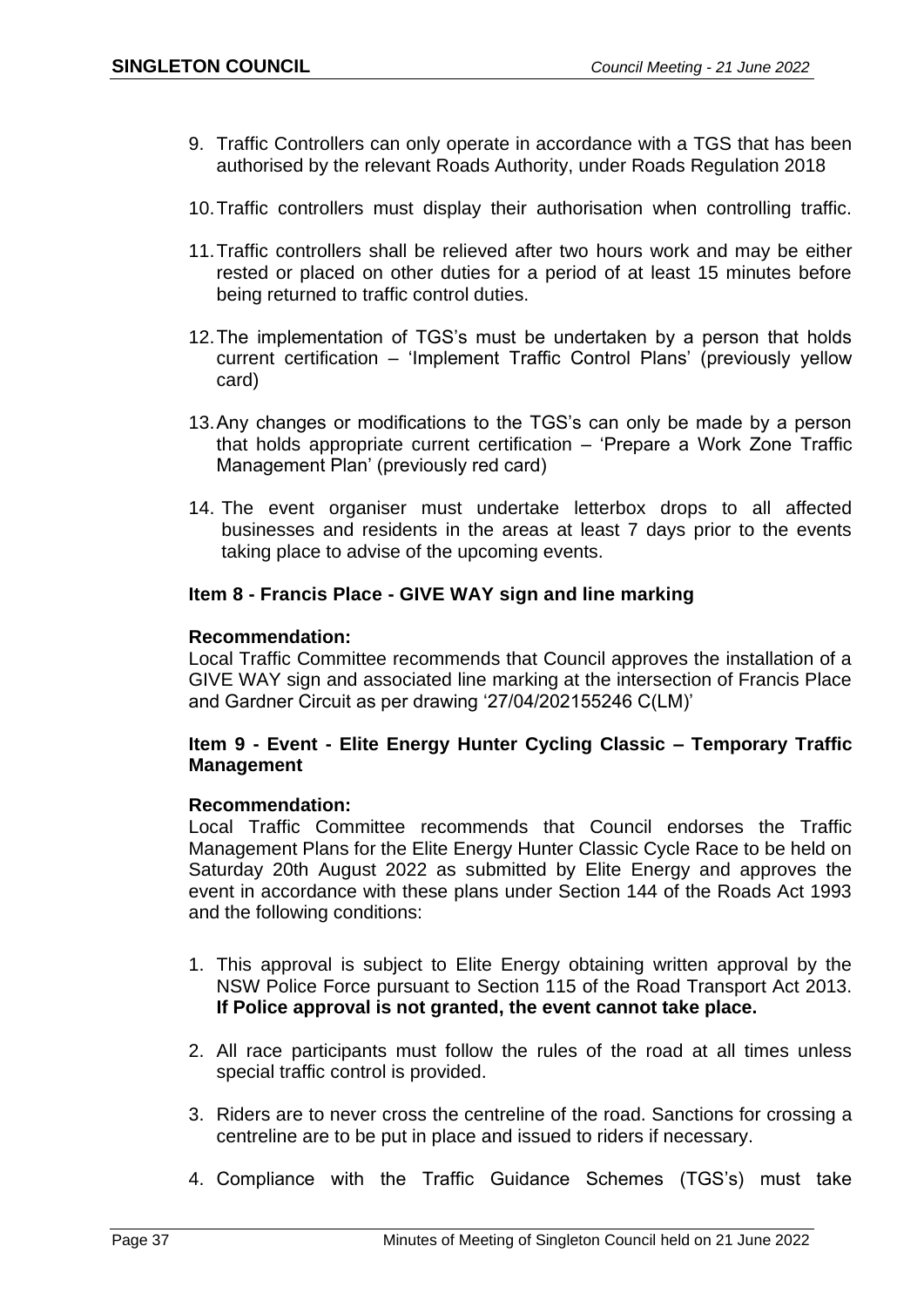9. Traffic Controllers can only operate in accordance with a TGS that has been authorised by the relevant Roads Authority, under Roads Regulation 2018

10. Traffic controllers must display their authorisation when controlling traffic.

11. Traffic controllers shall be relieved after two hours work and may be either rested or placed on other duties for a period of at least 15 minutes before being returned to traffic control duties.

12. The implementation of TGS's must be undertaken by a person that holds current certification – 'Implement Traffic Control Plans' (previously yellow card)

13. Any changes or modifications to the TGS's can only be made by a person that holds appropriate current certification – 'Prepare a Work Zone Traffic Management Plan' (previously red card)

14. The event organiser must undertake letterbox drops to all affected businesses and residents in the areas at least 7 days prior to the events taking place to advise of the upcoming events.

**Item 8 - Francis Place - GIVE WAY sign and line marking**

**Recommendation:**
Local Traffic Committee recommends that Council approves the installation of a GIVE WAY sign and associated line marking at the intersection of Francis Place and Gardner Circuit as per drawing '27/04/202155246 C(LM)'

**Item 9 - Event - Elite Energy Hunter Cycling Classic – Temporary Traffic Management**

**Recommendation:**
Local Traffic Committee recommends that Council endorses the Traffic Management Plans for the Elite Energy Hunter Classic Cycle Race to be held on Saturday 20th August 2022 as submitted by Elite Energy and approves the event in accordance with these plans under Section 144 of the Roads Act 1993 and the following conditions:

1. This approval is subject to Elite Energy obtaining written approval by the NSW Police Force pursuant to Section 115 of the Road Transport Act 2013. **If Police approval is not granted, the event cannot take place.**

2. All race participants must follow the rules of the road at all times unless special traffic control is provided.

3. Riders are to never cross the centreline of the road. Sanctions for crossing a centreline are to be put in place and issued to riders if necessary.

4. Compliance with the Traffic Guidance Schemes (TGS's) must take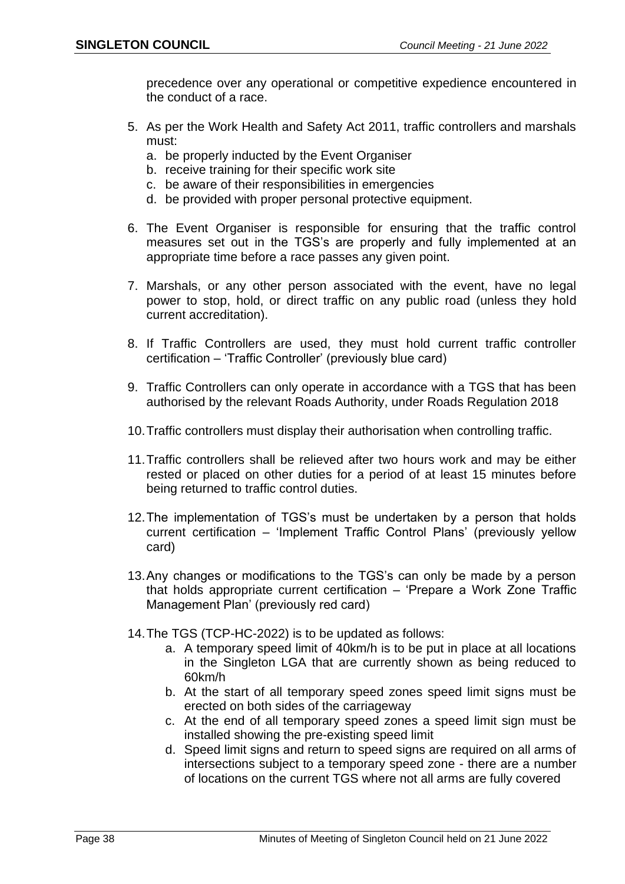precedence over any operational or competitive expedience encountered in the conduct of a race.

5. As per the Work Health and Safety Act 2011, traffic controllers and marshals must:
   a. be properly inducted by the Event Organiser
   b. receive training for their specific work site
   c. be aware of their responsibilities in emergencies
   d. be provided with proper personal protective equipment.

6. The Event Organiser is responsible for ensuring that the traffic control measures set out in the TGS's are properly and fully implemented at an appropriate time before a race passes any given point.

7. Marshals, or any other person associated with the event, have no legal power to stop, hold, or direct traffic on any public road (unless they hold current accreditation).

8. If Traffic Controllers are used, they must hold current traffic controller certification – 'Traffic Controller' (previously blue card)

9. Traffic Controllers can only operate in accordance with a TGS that has been authorised by the relevant Roads Authority, under Roads Regulation 2018

10. Traffic controllers must display their authorisation when controlling traffic.

11. Traffic controllers shall be relieved after two hours work and may be either rested or placed on other duties for a period of at least 15 minutes before being returned to traffic control duties.

12. The implementation of TGS's must be undertaken by a person that holds current certification – 'Implement Traffic Control Plans' (previously yellow card)

13. Any changes or modifications to the TGS's can only be made by a person that holds appropriate current certification – 'Prepare a Work Zone Traffic Management Plan' (previously red card)

14. The TGS (TCP-HC-2022) is to be updated as follows:
    a. A temporary speed limit of 40km/h is to be put in place at all locations in the Singleton LGA that are currently shown as being reduced to 60km/h
    b. At the start of all temporary speed zones speed limit signs must be erected on both sides of the carriageway
    c. At the end of all temporary speed zones a speed limit sign must be installed showing the pre-existing speed limit
    d. Speed limit signs and return to speed signs are required on all arms of intersections subject to a temporary speed zone - there are a number of locations on the current TGS where not all arms are fully covered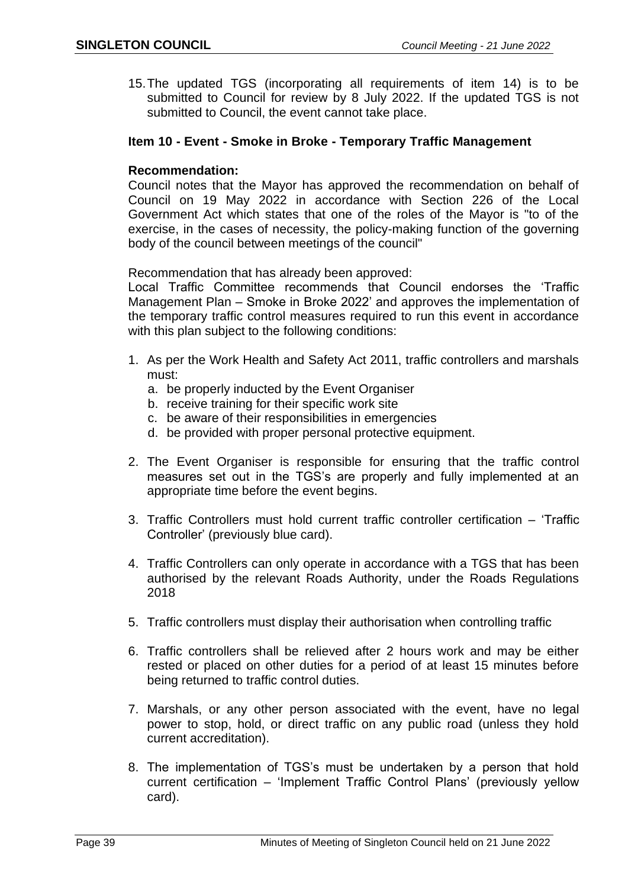15. The updated TGS (incorporating all requirements of item 14) is to be submitted to Council for review by 8 July 2022. If the updated TGS is not submitted to Council, the event cannot take place.

### Item 10 - Event - Smoke in Broke - Temporary Traffic Management

**Recommendation:**

Council notes that the Mayor has approved the recommendation on behalf of Council on 19 May 2022 in accordance with Section 226 of the Local Government Act which states that one of the roles of the Mayor is "to of the exercise, in the cases of necessity, the policy-making function of the governing body of the council between meetings of the council"

Recommendation that has already been approved:

Local Traffic Committee recommends that Council endorses the 'Traffic Management Plan – Smoke in Broke 2022' and approves the implementation of the temporary traffic control measures required to run this event in accordance with this plan subject to the following conditions:

1. As per the Work Health and Safety Act 2011, traffic controllers and marshals must:
   a. be properly inducted by the Event Organiser
   b. receive training for their specific work site
   c. be aware of their responsibilities in emergencies
   d. be provided with proper personal protective equipment.

2. The Event Organiser is responsible for ensuring that the traffic control measures set out in the TGS's are properly and fully implemented at an appropriate time before the event begins.

3. Traffic Controllers must hold current traffic controller certification – 'Traffic Controller' (previously blue card).

4. Traffic Controllers can only operate in accordance with a TGS that has been authorised by the relevant Roads Authority, under the Roads Regulations 2018

5. Traffic controllers must display their authorisation when controlling traffic

6. Traffic controllers shall be relieved after 2 hours work and may be either rested or placed on other duties for a period of at least 15 minutes before being returned to traffic control duties.

7. Marshals, or any other person associated with the event, have no legal power to stop, hold, or direct traffic on any public road (unless they hold current accreditation).

8. The implementation of TGS's must be undertaken by a person that hold current certification – 'Implement Traffic Control Plans' (previously yellow card).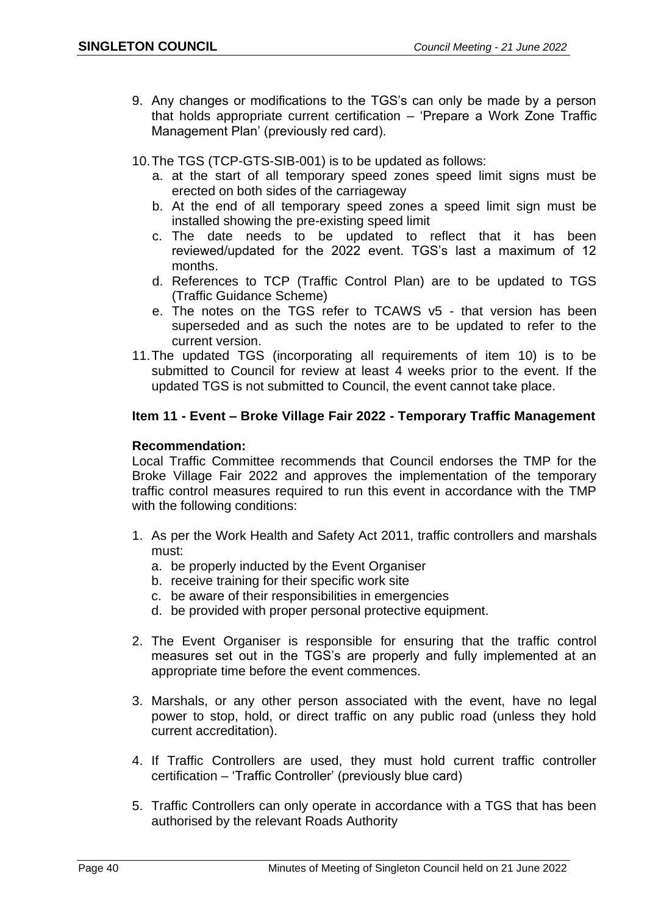9. Any changes or modifications to the TGS's can only be made by a person that holds appropriate current certification – 'Prepare a Work Zone Traffic Management Plan' (previously red card).

10. The TGS (TCP-GTS-SIB-001) is to be updated as follows:
    a. at the start of all temporary speed zones speed limit signs must be erected on both sides of the carriageway
    b. At the end of all temporary speed zones a speed limit sign must be installed showing the pre-existing speed limit
    c. The date needs to be updated to reflect that it has been reviewed/updated for the 2022 event. TGS's last a maximum of 12 months.
    d. References to TCP (Traffic Control Plan) are to be updated to TGS (Traffic Guidance Scheme)
    e. The notes on the TGS refer to TCAWS v5 - that version has been superseded and as such the notes are to be updated to refer to the current version.
11. The updated TGS (incorporating all requirements of item 10) is to be submitted to Council for review at least 4 weeks prior to the event. If the updated TGS is not submitted to Council, the event cannot take place.

### Item 11 - Event – Broke Village Fair 2022 - Temporary Traffic Management

**Recommendation:**
Local Traffic Committee recommends that Council endorses the TMP for the Broke Village Fair 2022 and approves the implementation of the temporary traffic control measures required to run this event in accordance with the TMP with the following conditions:

1. As per the Work Health and Safety Act 2011, traffic controllers and marshals must:
    a. be properly inducted by the Event Organiser
    b. receive training for their specific work site
    c. be aware of their responsibilities in emergencies
    d. be provided with proper personal protective equipment.

2. The Event Organiser is responsible for ensuring that the traffic control measures set out in the TGS's are properly and fully implemented at an appropriate time before the event commences.

3. Marshals, or any other person associated with the event, have no legal power to stop, hold, or direct traffic on any public road (unless they hold current accreditation).

4. If Traffic Controllers are used, they must hold current traffic controller certification – 'Traffic Controller' (previously blue card)

5. Traffic Controllers can only operate in accordance with a TGS that has been authorised by the relevant Roads Authority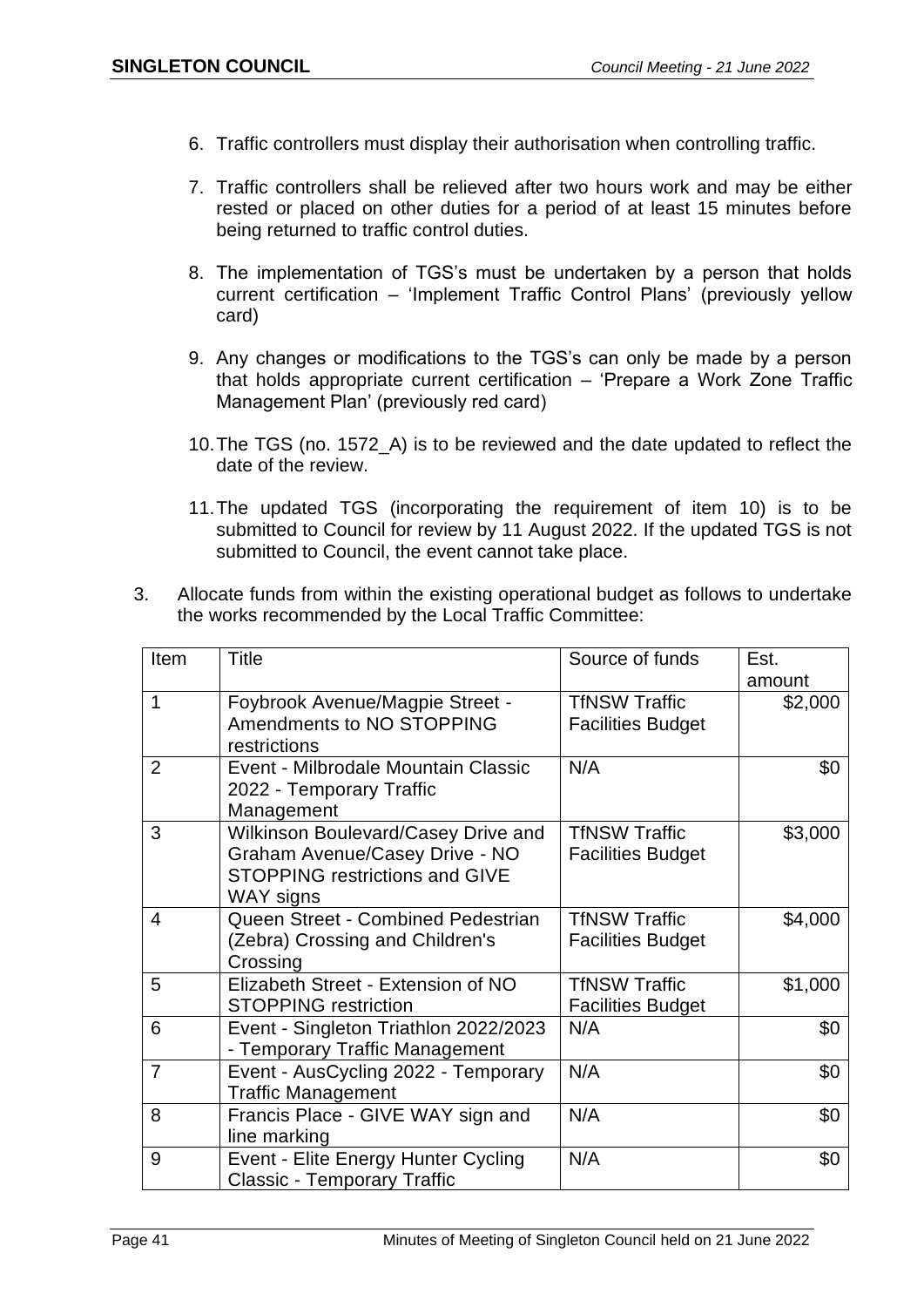6. Traffic controllers must display their authorisation when controlling traffic.

7. Traffic controllers shall be relieved after two hours work and may be either rested or placed on other duties for a period of at least 15 minutes before being returned to traffic control duties.

8. The implementation of TGS's must be undertaken by a person that holds current certification – 'Implement Traffic Control Plans' (previously yellow card)

9. Any changes or modifications to the TGS's can only be made by a person that holds appropriate current certification – 'Prepare a Work Zone Traffic Management Plan' (previously red card)

10. The TGS (no. 1572_A) is to be reviewed and the date updated to reflect the date of the review.

11. The updated TGS (incorporating the requirement of item 10) is to be submitted to Council for review by 11 August 2022. If the updated TGS is not submitted to Council, the event cannot take place.

3. Allocate funds from within the existing operational budget as follows to undertake the works recommended by the Local Traffic Committee:

| Item | Title | Source of funds | Est. amount |
|---|---|---|---|
| 1 | Foybrook Avenue/Magpie Street - Amendments to NO STOPPING restrictions | TfNSW Traffic Facilities Budget | $2,000 |
| 2 | Event - Milbrodale Mountain Classic 2022 - Temporary Traffic Management | N/A | $0 |
| 3 | Wilkinson Boulevard/Casey Drive and Graham Avenue/Casey Drive - NO STOPPING restrictions and GIVE WAY signs | TfNSW Traffic Facilities Budget | $3,000 |
| 4 | Queen Street - Combined Pedestrian (Zebra) Crossing and Children's Crossing | TfNSW Traffic Facilities Budget | $4,000 |
| 5 | Elizabeth Street - Extension of NO STOPPING restriction | TfNSW Traffic Facilities Budget | $1,000 |
| 6 | Event - Singleton Triathlon 2022/2023 - Temporary Traffic Management | N/A | $0 |
| 7 | Event - AusCycling 2022 - Temporary Traffic Management | N/A | $0 |
| 8 | Francis Place - GIVE WAY sign and line marking | N/A | $0 |
| 9 | Event - Elite Energy Hunter Cycling Classic - Temporary Traffic | N/A | $0 |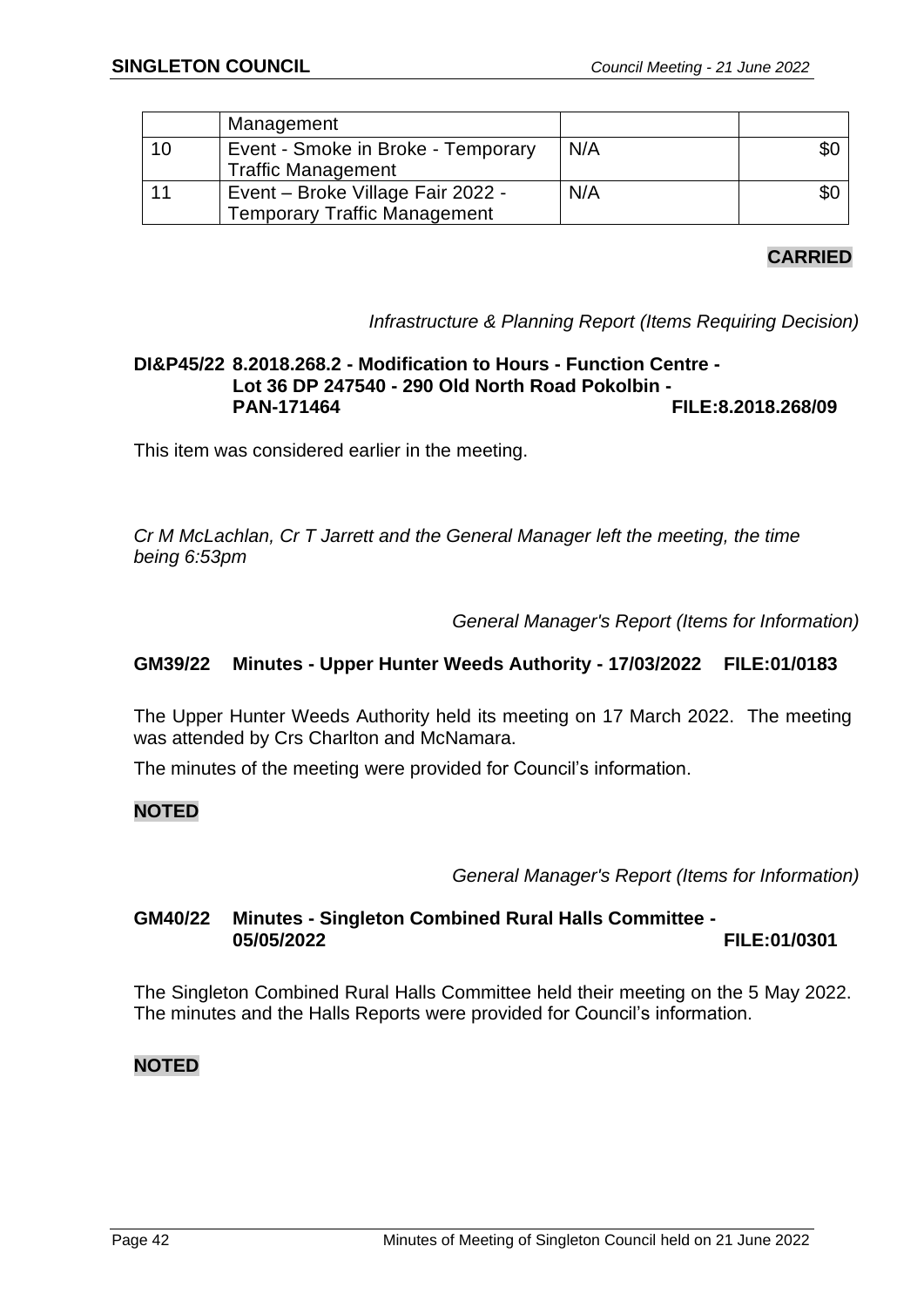| | Management | | |
|---|---|---|---|
| 10 | Event - Smoke in Broke - Temporary Traffic Management | N/A | $0 |
| 11 | Event – Broke Village Fair 2022 - Temporary Traffic Management | N/A | $0 |

**CARRIED**

*Infrastructure & Planning Report (Items Requiring Decision)*

**DI&P45/22 8.2018.268.2 - Modification to Hours - Function Centre - Lot 36 DP 247540 - 290 Old North Road Pokolbin - PAN-171464 FILE:8.2018.268/09**

This item was considered earlier in the meeting.

*Cr M McLachlan, Cr T Jarrett and the General Manager left the meeting, the time being 6:53pm*

*General Manager's Report (Items for Information)*

**GM39/22 Minutes - Upper Hunter Weeds Authority - 17/03/2022 FILE:01/0183**

The Upper Hunter Weeds Authority held its meeting on 17 March 2022. The meeting was attended by Crs Charlton and McNamara.

The minutes of the meeting were provided for Council's information.

**NOTED**

*General Manager's Report (Items for Information)*

**GM40/22 Minutes - Singleton Combined Rural Halls Committee - 05/05/2022 FILE:01/0301**

The Singleton Combined Rural Halls Committee held their meeting on the 5 May 2022. The minutes and the Halls Reports were provided for Council's information.

**NOTED**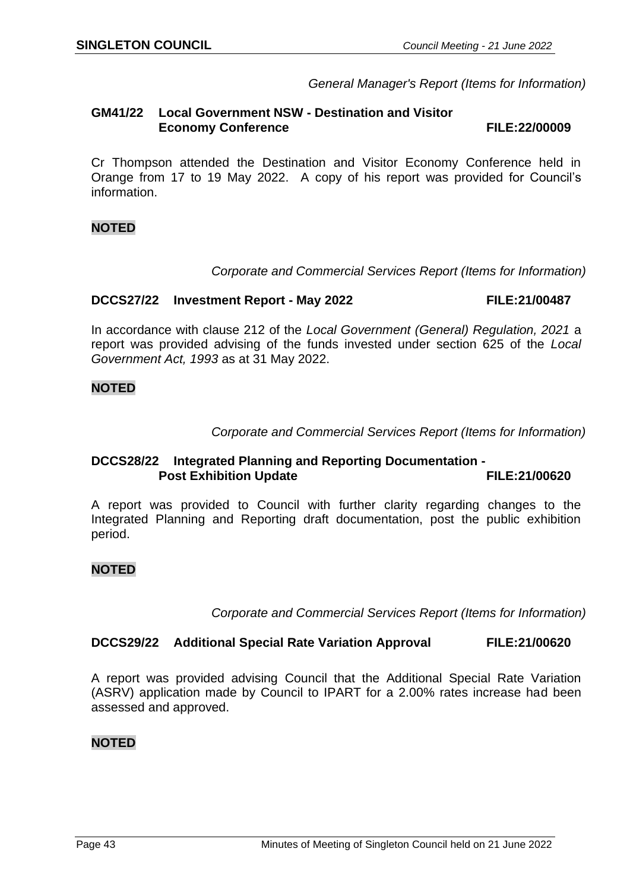*General Manager's Report (Items for Information)*

### GM41/22 Local Government NSW - Destination and Visitor Economy Conference FILE:22/00009

Cr Thompson attended the Destination and Visitor Economy Conference held in Orange from 17 to 19 May 2022. A copy of his report was provided for Council's information.

**NOTED**

*Corporate and Commercial Services Report (Items for Information)*

### DCCS27/22 Investment Report - May 2022 FILE:21/00487

In accordance with clause 212 of the *Local Government (General) Regulation, 2021* a report was provided advising of the funds invested under section 625 of the *Local Government Act, 1993* as at 31 May 2022.

**NOTED**

*Corporate and Commercial Services Report (Items for Information)*

### DCCS28/22 Integrated Planning and Reporting Documentation - Post Exhibition Update FILE:21/00620

A report was provided to Council with further clarity regarding changes to the Integrated Planning and Reporting draft documentation, post the public exhibition period.

**NOTED**

*Corporate and Commercial Services Report (Items for Information)*

### DCCS29/22 Additional Special Rate Variation Approval FILE:21/00620

A report was provided advising Council that the Additional Special Rate Variation (ASRV) application made by Council to IPART for a 2.00% rates increase had been assessed and approved.

**NOTED**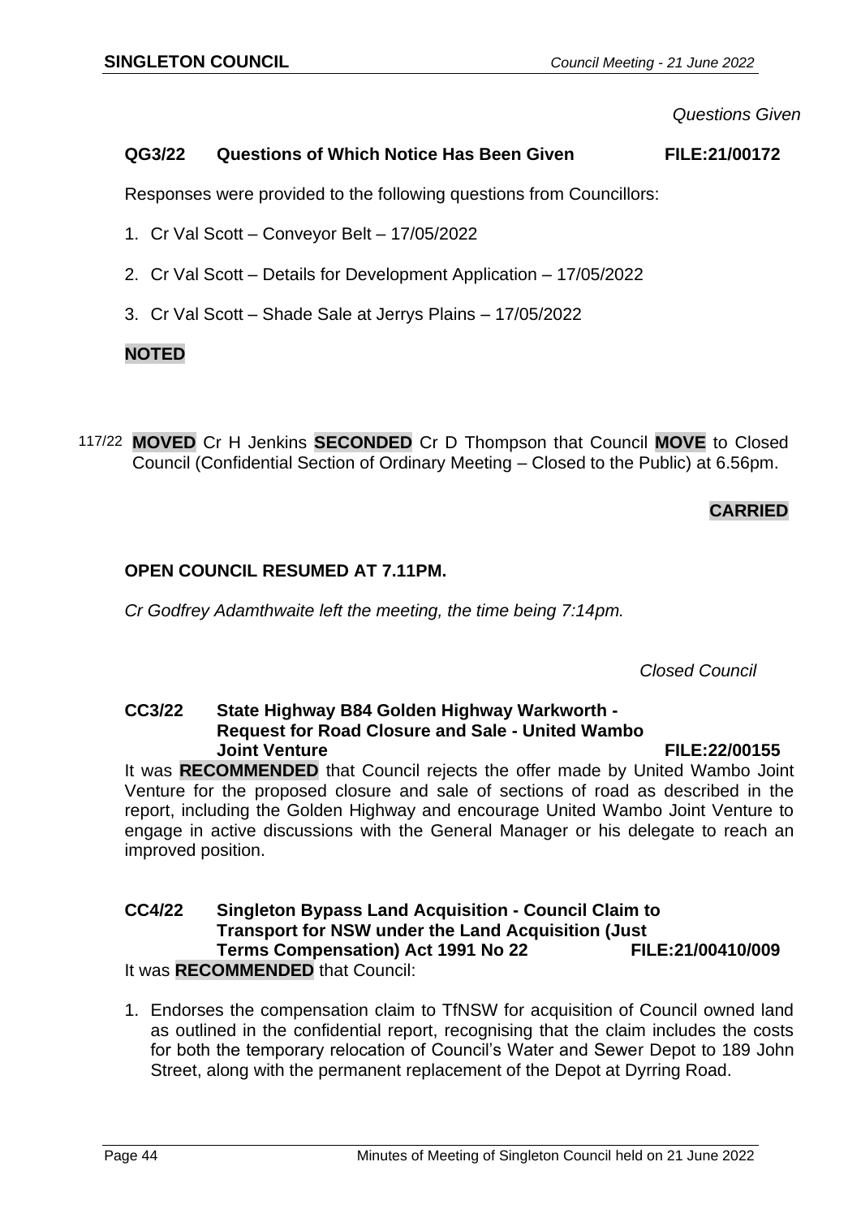*Questions Given*

**QG3/22 Questions of Which Notice Has Been Given FILE:21/00172**

Responses were provided to the following questions from Councillors:

1. Cr Val Scott – Conveyor Belt – 17/05/2022
2. Cr Val Scott – Details for Development Application – 17/05/2022
3. Cr Val Scott – Shade Sale at Jerrys Plains – 17/05/2022

**NOTED**

117/22 **MOVED** Cr H Jenkins **SECONDED** Cr D Thompson that Council **MOVE** to Closed Council (Confidential Section of Ordinary Meeting – Closed to the Public) at 6.56pm.

**CARRIED**

**OPEN COUNCIL RESUMED AT 7.11PM.**

*Cr Godfrey Adamthwaite left the meeting, the time being 7:14pm.*

*Closed Council*

**CC3/22 State Highway B84 Golden Highway Warkworth - Request for Road Closure and Sale - United Wambo Joint Venture FILE:22/00155**

It was **RECOMMENDED** that Council rejects the offer made by United Wambo Joint Venture for the proposed closure and sale of sections of road as described in the report, including the Golden Highway and encourage United Wambo Joint Venture to engage in active discussions with the General Manager or his delegate to reach an improved position.

**CC4/22 Singleton Bypass Land Acquisition - Council Claim to Transport for NSW under the Land Acquisition (Just Terms Compensation) Act 1991 No 22 FILE:21/00410/009**

It was **RECOMMENDED** that Council:

1. Endorses the compensation claim to TfNSW for acquisition of Council owned land as outlined in the confidential report, recognising that the claim includes the costs for both the temporary relocation of Council's Water and Sewer Depot to 189 John Street, along with the permanent replacement of the Depot at Dyrring Road.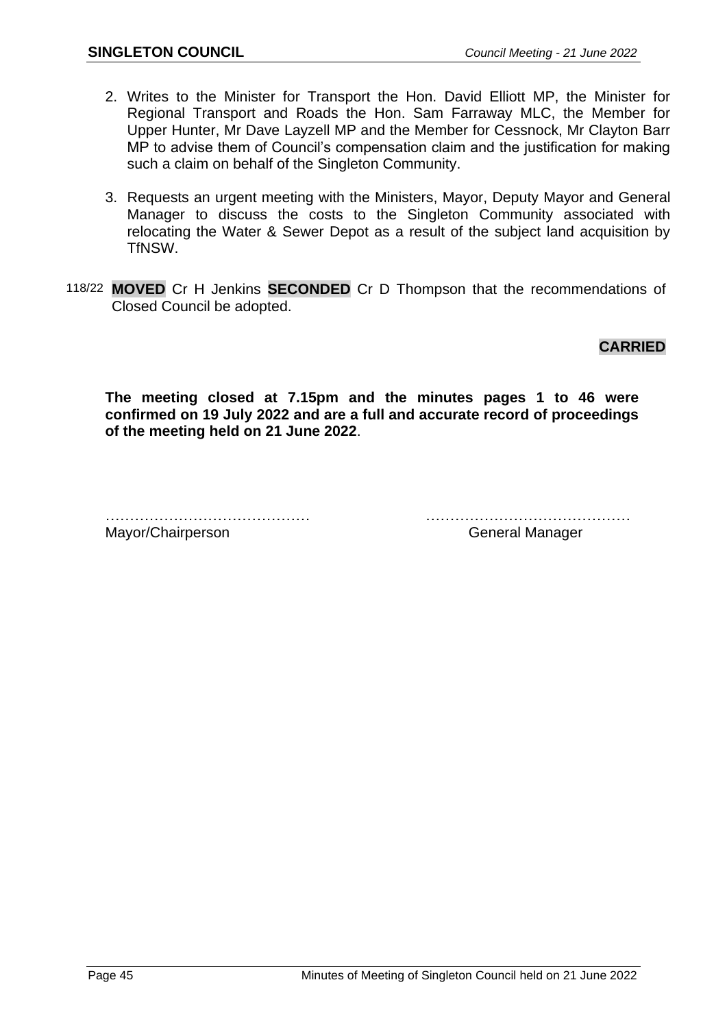2. Writes to the Minister for Transport the Hon. David Elliott MP, the Minister for Regional Transport and Roads the Hon. Sam Farraway MLC, the Member for Upper Hunter, Mr Dave Layzell MP and the Member for Cessnock, Mr Clayton Barr MP to advise them of Council's compensation claim and the justification for making such a claim on behalf of the Singleton Community.
3. Requests an urgent meeting with the Ministers, Mayor, Deputy Mayor and General Manager to discuss the costs to the Singleton Community associated with relocating the Water & Sewer Depot as a result of the subject land acquisition by TfNSW.

118/22 **MOVED** Cr H Jenkins **SECONDED** Cr D Thompson that the recommendations of Closed Council be adopted.

**CARRIED**

**The meeting closed at 7.15pm and the minutes pages 1 to 46 were confirmed on 19 July 2022 and are a full and accurate record of proceedings of the meeting held on 21 June 2022**.

……………………………………  ……………………………………

Mayor/Chairperson  General Manager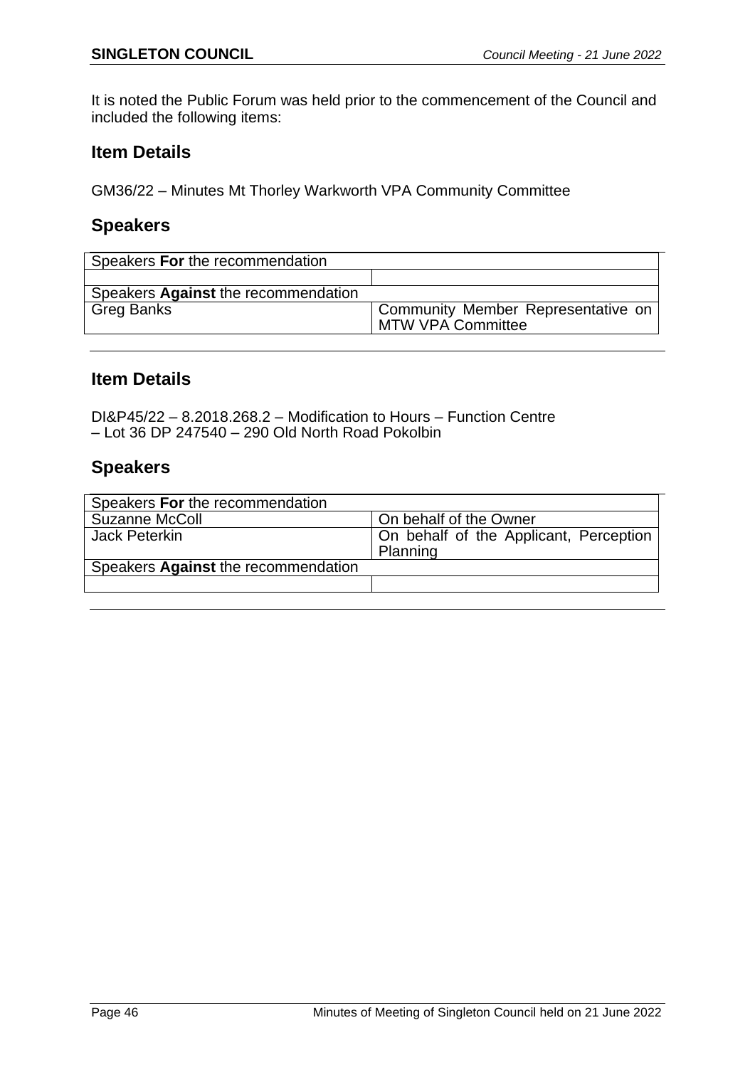It is noted the Public Forum was held prior to the commencement of the Council and included the following items:

## Item Details

GM36/22 – Minutes Mt Thorley Warkworth VPA Community Committee

## Speakers

| | |
|---|---|
| Speakers **For** the recommendation | |
| | |
| Speakers **Against** the recommendation | |
| Greg Banks | Community Member Representative on MTW VPA Committee |

---

## Item Details

DI&P45/22 – 8.2018.268.2 – Modification to Hours – Function Centre – Lot 36 DP 247540 – 290 Old North Road Pokolbin

## Speakers

| | |
|---|---|
| Speakers **For** the recommendation | |
| Suzanne McColl | On behalf of the Owner |
| Jack Peterkin | On behalf of the Applicant, Perception Planning |
| Speakers **Against** the recommendation | |
| | |